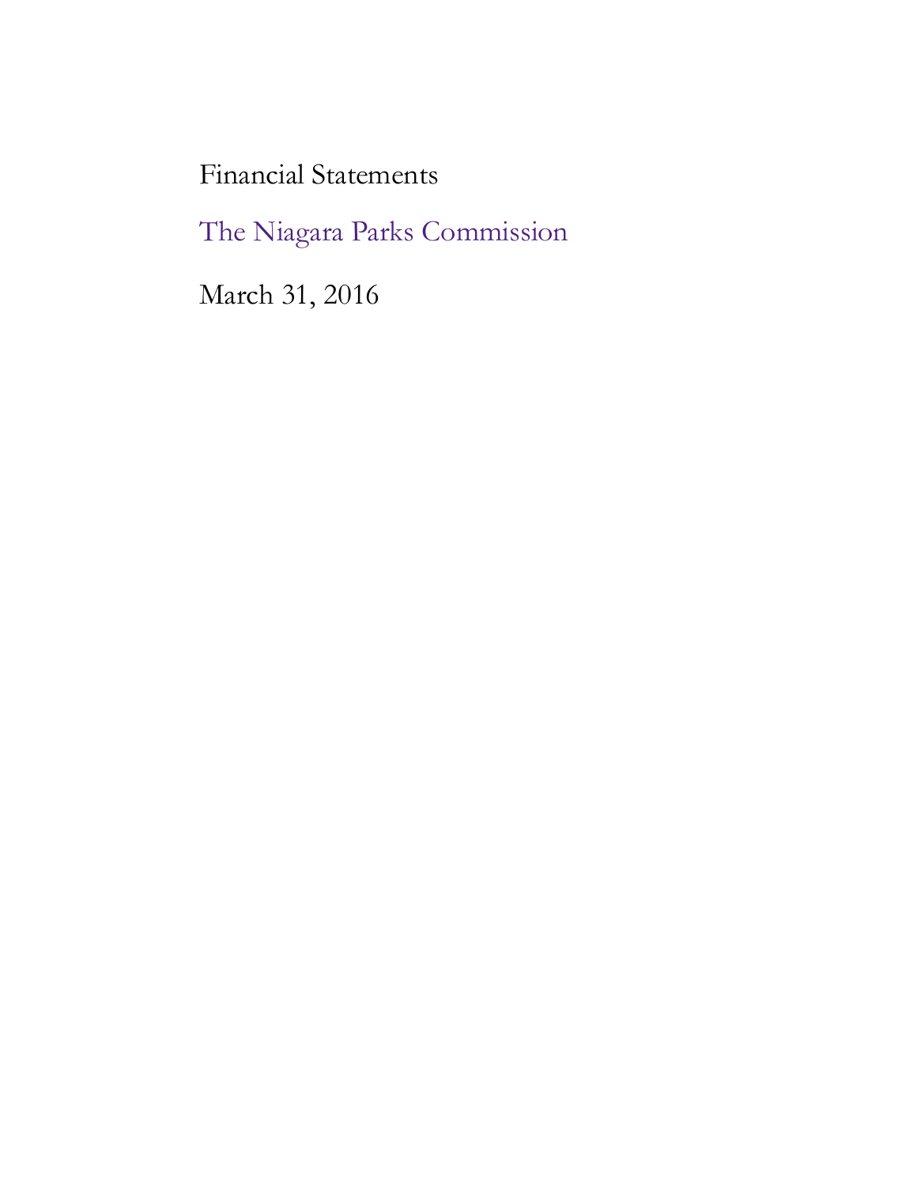# Financial Statements

## The Niagara Parks Commission

March 31, 2016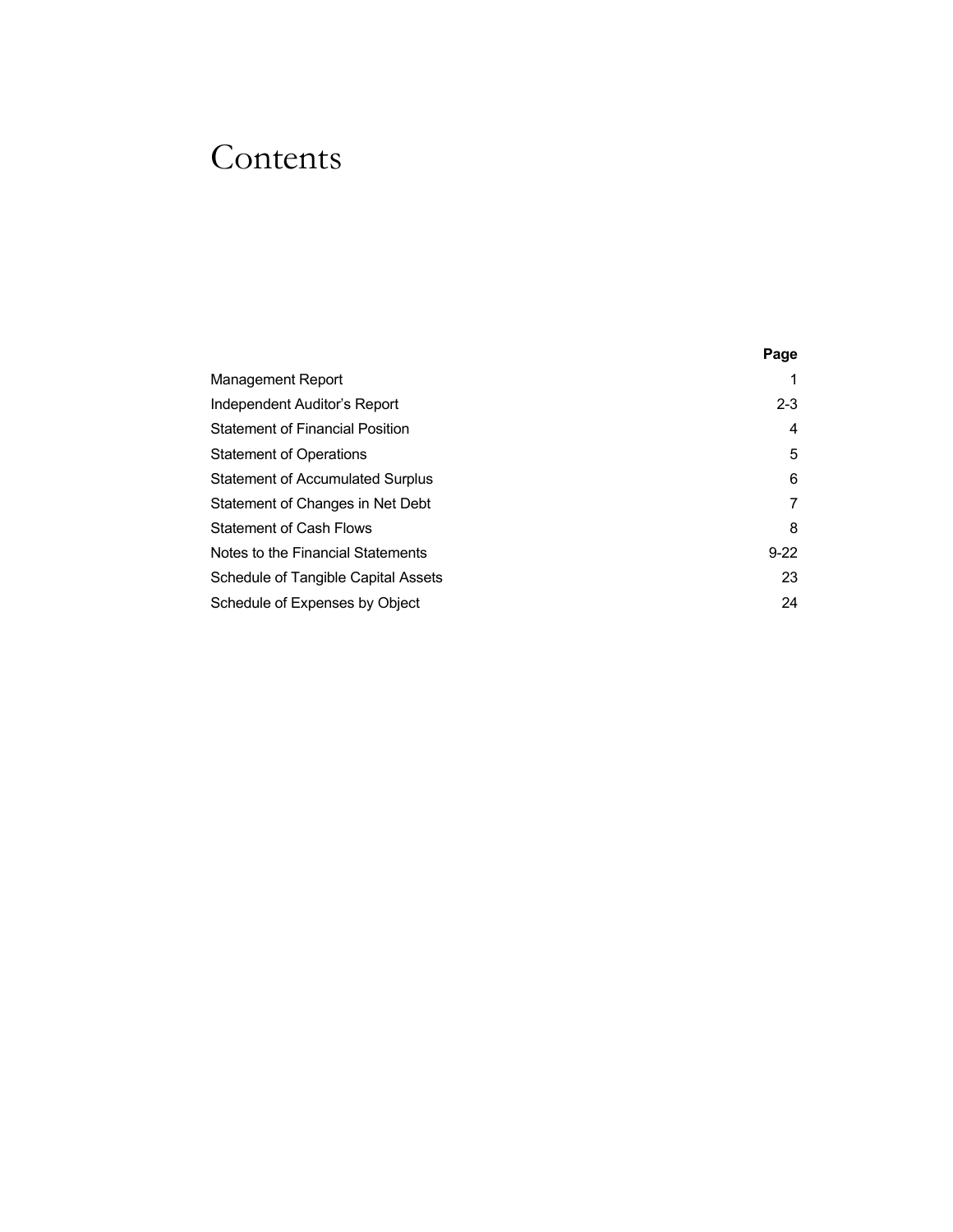# Contents

| | Page |
|---|---|
| Management Report | 1 |
| Independent Auditor's Report | 2-3 |
| Statement of Financial Position | 4 |
| Statement of Operations | 5 |
| Statement of Accumulated Surplus | 6 |
| Statement of Changes in Net Debt | 7 |
| Statement of Cash Flows | 8 |
| Notes to the Financial Statements | 9-22 |
| Schedule of Tangible Capital Assets | 23 |
| Schedule of Expenses by Object | 24 |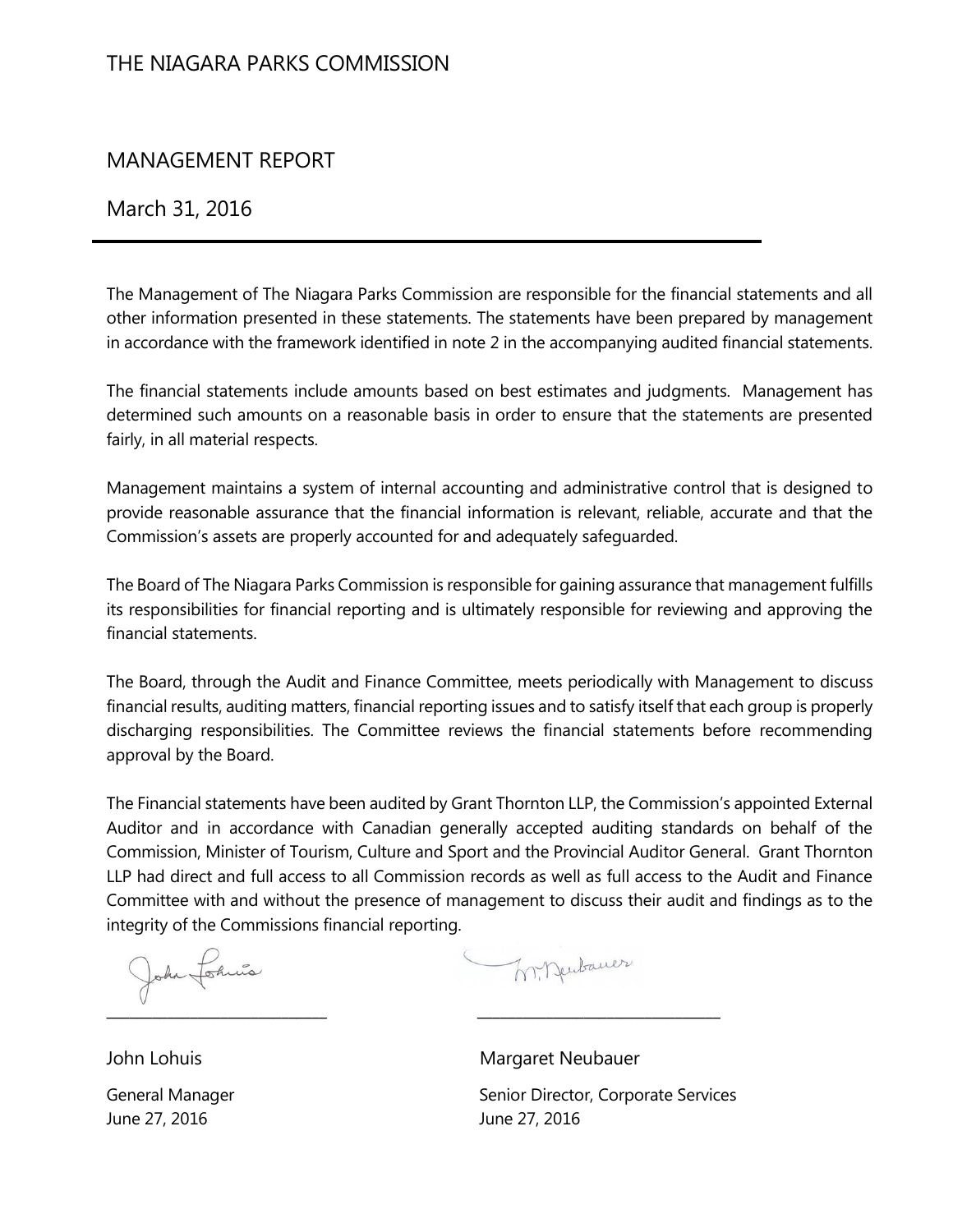# THE NIAGARA PARKS COMMISSION

## MANAGEMENT REPORT

March 31, 2016

---

The Management of The Niagara Parks Commission are responsible for the financial statements and all other information presented in these statements. The statements have been prepared by management in accordance with the framework identified in note 2 in the accompanying audited financial statements.

The financial statements include amounts based on best estimates and judgments. Management has determined such amounts on a reasonable basis in order to ensure that the statements are presented fairly, in all material respects.

Management maintains a system of internal accounting and administrative control that is designed to provide reasonable assurance that the financial information is relevant, reliable, accurate and that the Commission's assets are properly accounted for and adequately safeguarded.

The Board of The Niagara Parks Commission is responsible for gaining assurance that management fulfills its responsibilities for financial reporting and is ultimately responsible for reviewing and approving the financial statements.

The Board, through the Audit and Finance Committee, meets periodically with Management to discuss financial results, auditing matters, financial reporting issues and to satisfy itself that each group is properly discharging responsibilities. The Committee reviews the financial statements before recommending approval by the Board.

The Financial statements have been audited by Grant Thornton LLP, the Commission's appointed External Auditor and in accordance with Canadian generally accepted auditing standards on behalf of the Commission, Minister of Tourism, Culture and Sport and the Provincial Auditor General. Grant Thornton LLP had direct and full access to all Commission records as well as full access to the Audit and Finance Committee with and without the presence of management to discuss their audit and findings as to the integrity of the Commissions financial reporting.

| | |
|---|---|
| John Lohuis | Margaret Neubauer |
| General Manager | Senior Director, Corporate Services |
| June 27, 2016 | June 27, 2016 |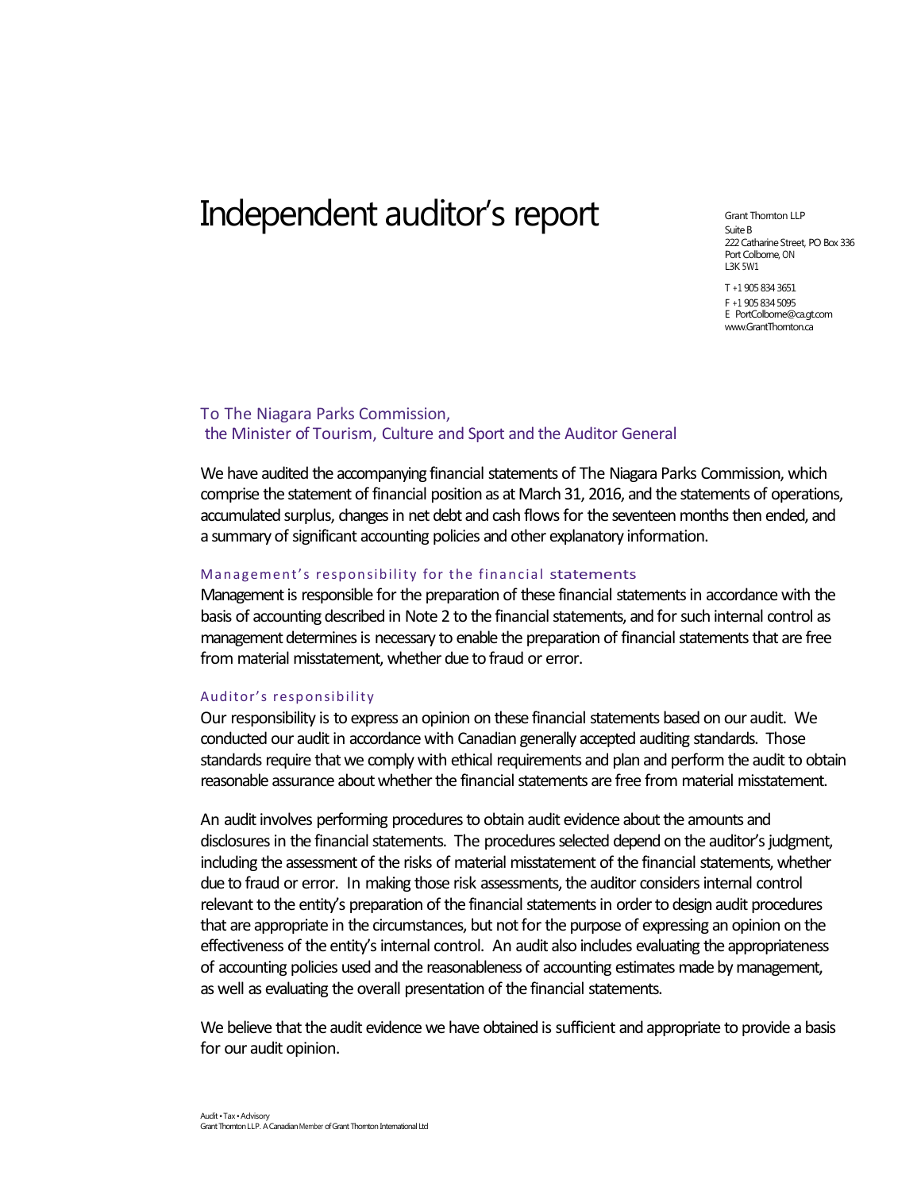# Independent auditor's report

Grant Thornton LLP
Suite B
222 Catharine Street, PO Box 336
Port Colborne, ON
L3K 5W1

T +1 905 834 3651
F +1 905 834 5095
E PortColborne@ca.gt.com
www.GrantThornton.ca

To The Niagara Parks Commission,
the Minister of Tourism, Culture and Sport and the Auditor General

We have audited the accompanying financial statements of The Niagara Parks Commission, which comprise the statement of financial position as at March 31, 2016, and the statements of operations, accumulated surplus, changes in net debt and cash flows for the seventeen months then ended, and a summary of significant accounting policies and other explanatory information.

### Management's responsibility for the financial statements

Management is responsible for the preparation of these financial statements in accordance with the basis of accounting described in Note 2 to the financial statements, and for such internal control as management determines is necessary to enable the preparation of financial statements that are free from material misstatement, whether due to fraud or error.

### Auditor's responsibility

Our responsibility is to express an opinion on these financial statements based on our audit. We conducted our audit in accordance with Canadian generally accepted auditing standards. Those standards require that we comply with ethical requirements and plan and perform the audit to obtain reasonable assurance about whether the financial statements are free from material misstatement.

An audit involves performing procedures to obtain audit evidence about the amounts and disclosures in the financial statements. The procedures selected depend on the auditor's judgment, including the assessment of the risks of material misstatement of the financial statements, whether due to fraud or error. In making those risk assessments, the auditor considers internal control relevant to the entity's preparation of the financial statements in order to design audit procedures that are appropriate in the circumstances, but not for the purpose of expressing an opinion on the effectiveness of the entity's internal control. An audit also includes evaluating the appropriateness of accounting policies used and the reasonableness of accounting estimates made by management, as well as evaluating the overall presentation of the financial statements.

We believe that the audit evidence we have obtained is sufficient and appropriate to provide a basis for our audit opinion.

Audit • Tax • Advisory
Grant Thornton LLP. A Canadian Member of Grant Thornton International Ltd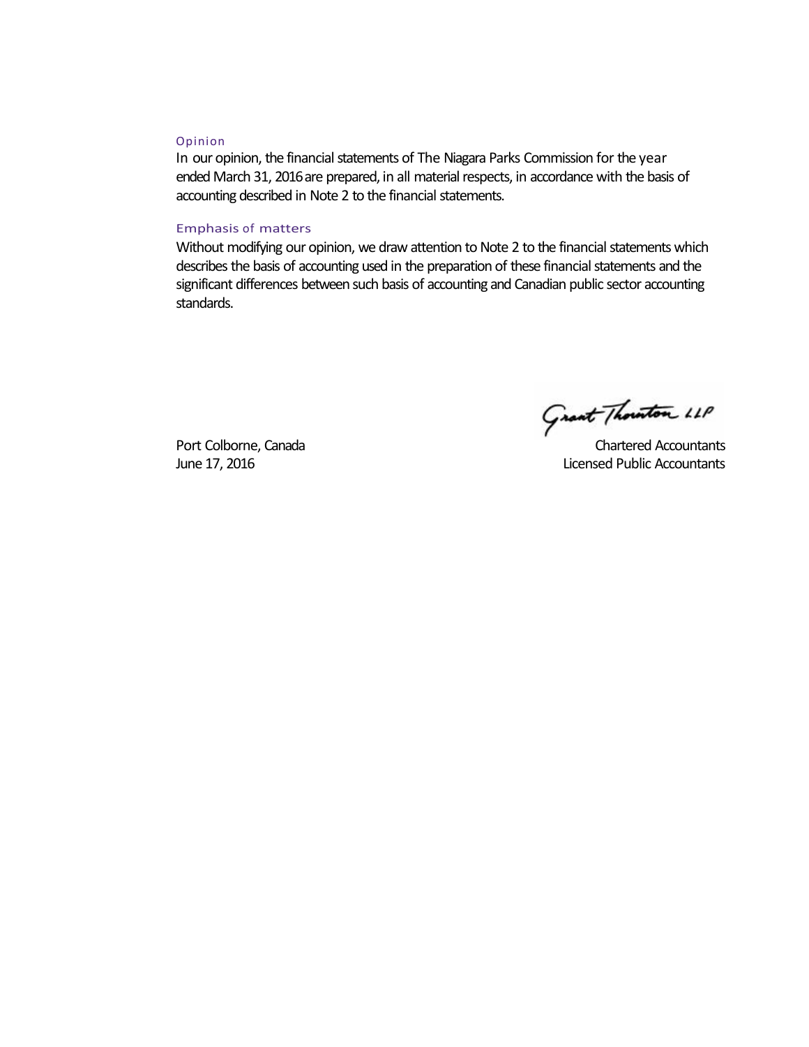### Opinion

In our opinion, the financial statements of The Niagara Parks Commission for the year ended March 31, 2016 are prepared, in all material respects, in accordance with the basis of accounting described in Note 2 to the financial statements.

### Emphasis of matters

Without modifying our opinion, we draw attention to Note 2 to the financial statements which describes the basis of accounting used in the preparation of these financial statements and the significant differences between such basis of accounting and Canadian public sector accounting standards.

Grant Thornton LLP

Port Colborne, Canada
June 17, 2016

Chartered Accountants
Licensed Public Accountants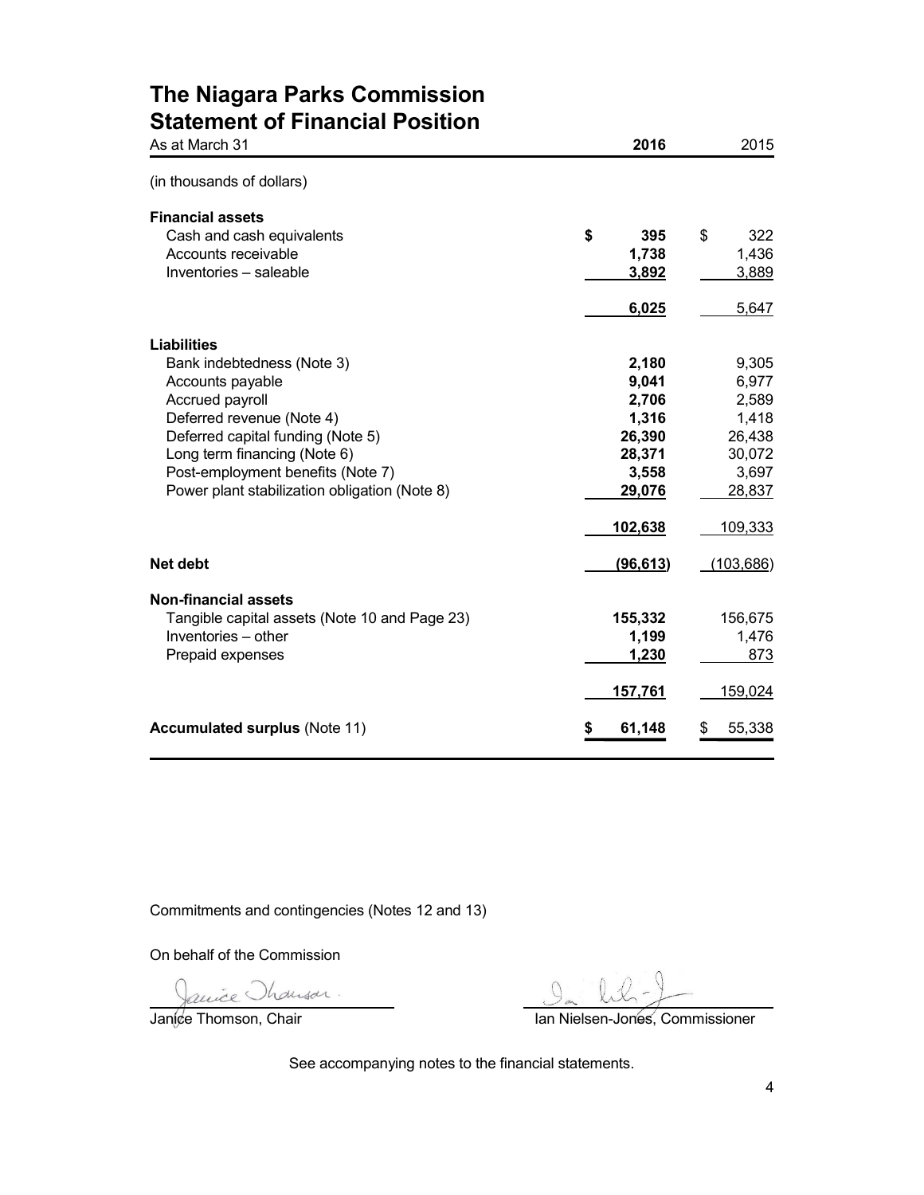# The Niagara Parks Commission
## Statement of Financial Position

| As at March 31 | 2016 | 2015 |
|---|---|---|
| (in thousands of dollars) | | |
| **Financial assets** | | |
| Cash and cash equivalents | **$ 395** | $ 322 |
| Accounts receivable | **1,738** | 1,436 |
| Inventories – saleable | **3,892** | 3,889 |
| | **6,025** | 5,647 |
| **Liabilities** | | |
| Bank indebtedness (Note 3) | **2,180** | 9,305 |
| Accounts payable | **9,041** | 6,977 |
| Accrued payroll | **2,706** | 2,589 |
| Deferred revenue (Note 4) | **1,316** | 1,418 |
| Deferred capital funding (Note 5) | **26,390** | 26,438 |
| Long term financing (Note 6) | **28,371** | 30,072 |
| Post-employment benefits (Note 7) | **3,558** | 3,697 |
| Power plant stabilization obligation (Note 8) | **29,076** | 28,837 |
| | **102,638** | 109,333 |
| **Net debt** | **(96,613)** | (103,686) |
| **Non-financial assets** | | |
| Tangible capital assets (Note 10 and Page 23) | **155,332** | 156,675 |
| Inventories – other | **1,199** | 1,476 |
| Prepaid expenses | **1,230** | 873 |
| | **157,761** | 159,024 |
| **Accumulated surplus** (Note 11) | **$ 61,148** | $ 55,338 |

Commitments and contingencies (Notes 12 and 13)

On behalf of the Commission

Janice Thomson, Chair

Ian Nielsen-Jones, Commissioner

See accompanying notes to the financial statements.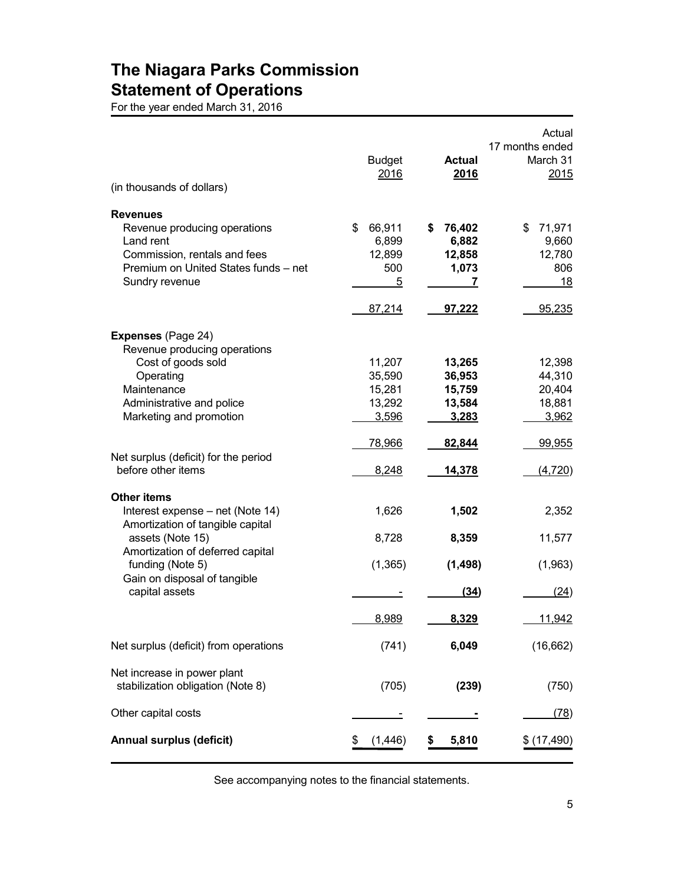# The Niagara Parks Commission
## Statement of Operations

For the year ended March 31, 2016

| (in thousands of dollars) | Budget 2016 | **Actual 2016** | Actual 17 months ended March 31 2015 |
|---|---|---|---|
| **Revenues** | | | |
| Revenue producing operations | $ 66,911 | **$ 76,402** | $ 71,971 |
| Land rent | 6,899 | **6,882** | 9,660 |
| Commission, rentals and fees | 12,899 | **12,858** | 12,780 |
| Premium on United States funds – net | 500 | **1,073** | 806 |
| Sundry revenue | 5 | **7** | 18 |
| | 87,214 | **97,222** | 95,235 |
| **Expenses** (Page 24) | | | |
| Revenue producing operations | | | |
| Cost of goods sold | 11,207 | **13,265** | 12,398 |
| Operating | 35,590 | **36,953** | 44,310 |
| Maintenance | 15,281 | **15,759** | 20,404 |
| Administrative and police | 13,292 | **13,584** | 18,881 |
| Marketing and promotion | 3,596 | **3,283** | 3,962 |
| | 78,966 | **82,844** | 99,955 |
| Net surplus (deficit) for the period before other items | 8,248 | **14,378** | (4,720) |
| **Other items** | | | |
| Interest expense – net (Note 14) | 1,626 | **1,502** | 2,352 |
| Amortization of tangible capital assets (Note 15) | 8,728 | **8,359** | 11,577 |
| Amortization of deferred capital funding (Note 5) | (1,365) | **(1,498)** | (1,963) |
| Gain on disposal of tangible capital assets | - | **(34)** | (24) |
| | 8,989 | **8,329** | 11,942 |
| Net surplus (deficit) from operations | (741) | **6,049** | (16,662) |
| Net increase in power plant stabilization obligation (Note 8) | (705) | **(239)** | (750) |
| Other capital costs | - | **-** | (78) |
| **Annual surplus (deficit)** | $ (1,446) | **$ 5,810** | $ (17,490) |

See accompanying notes to the financial statements.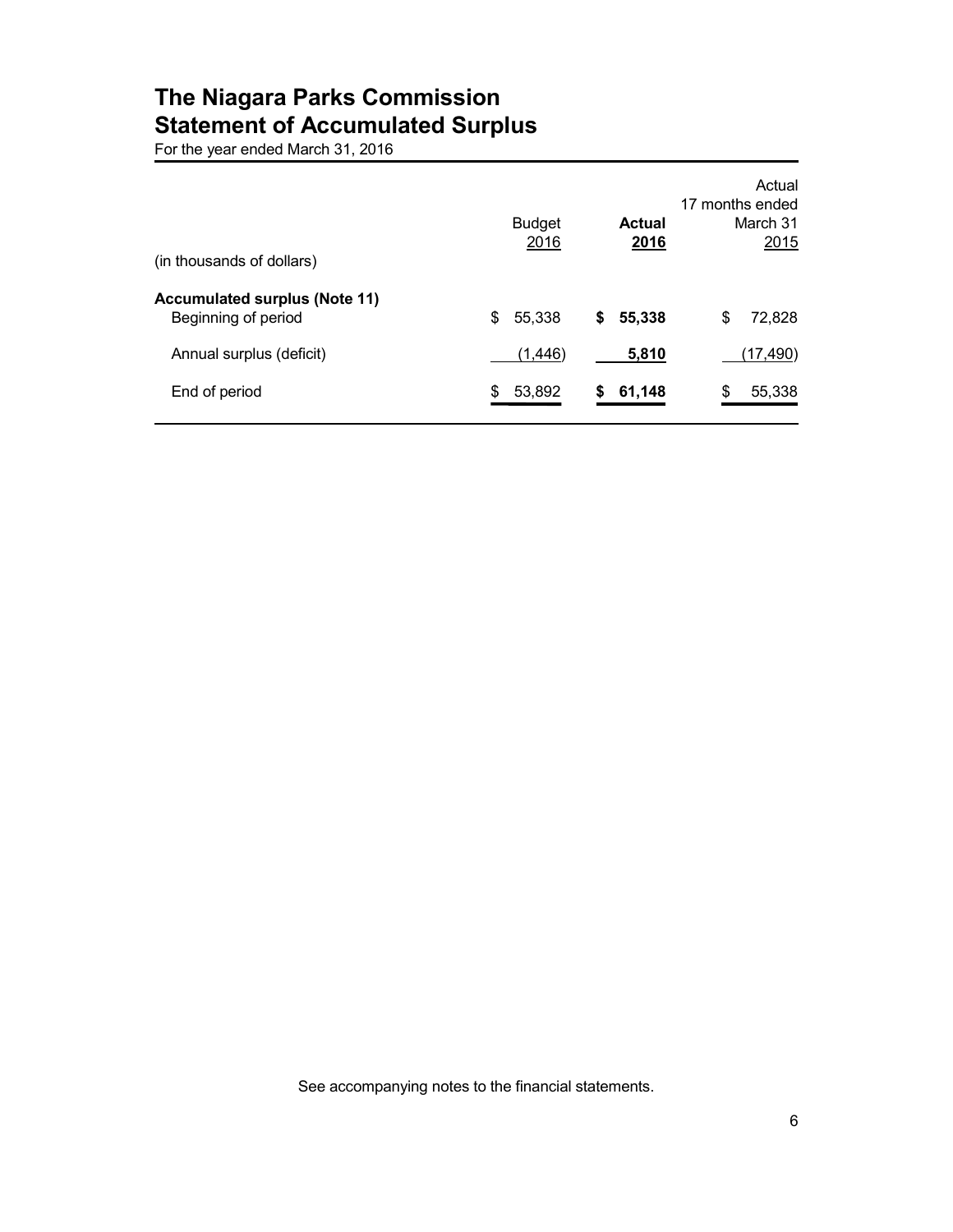# The Niagara Parks Commission
## Statement of Accumulated Surplus

For the year ended March 31, 2016

| (in thousands of dollars) | Budget 2016 | **Actual 2016** | Actual 17 months ended March 31 2015 |
|---|---|---|---|
| **Accumulated surplus (Note 11)** | | | |
| Beginning of period | $ 55,338 | **$ 55,338** | $ 72,828 |
| Annual surplus (deficit) | (1,446) | **5,810** | (17,490) |
| End of period | $ 53,892 | **$ 61,148** | $ 55,338 |

See accompanying notes to the financial statements.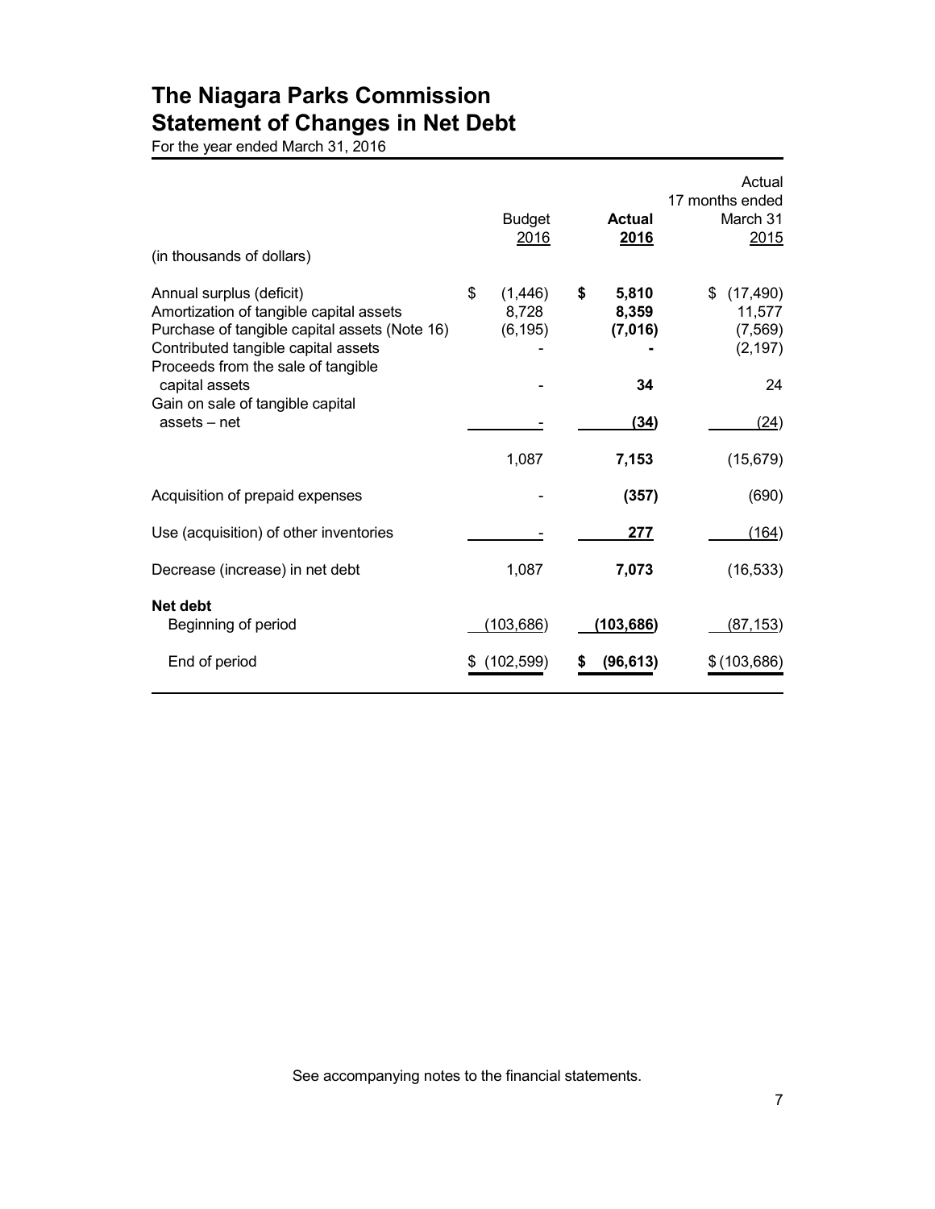# The Niagara Parks Commission
# Statement of Changes in Net Debt

For the year ended March 31, 2016

| (in thousands of dollars) | Budget 2016 | **Actual 2016** | Actual 17 months ended March 31 2015 |
|---|---|---|---|
| Annual surplus (deficit) | $ (1,446) | **$ 5,810** | $ (17,490) |
| Amortization of tangible capital assets | 8,728 | **8,359** | 11,577 |
| Purchase of tangible capital assets (Note 16) | (6,195) | **(7,016)** | (7,569) |
| Contributed tangible capital assets | - | **-** | (2,197) |
| Proceeds from the sale of tangible capital assets | - | **34** | 24 |
| Gain on sale of tangible capital assets – net | - | **(34)** | (24) |
| | 1,087 | **7,153** | (15,679) |
| Acquisition of prepaid expenses | - | **(357)** | (690) |
| Use (acquisition) of other inventories | - | **277** | (164) |
| Decrease (increase) in net debt | 1,087 | **7,073** | (16,533) |
| **Net debt** | | | |
| Beginning of period | (103,686) | **(103,686)** | (87,153) |
| End of period | $ (102,599) | **$ (96,613)** | $ (103,686) |

See accompanying notes to the financial statements.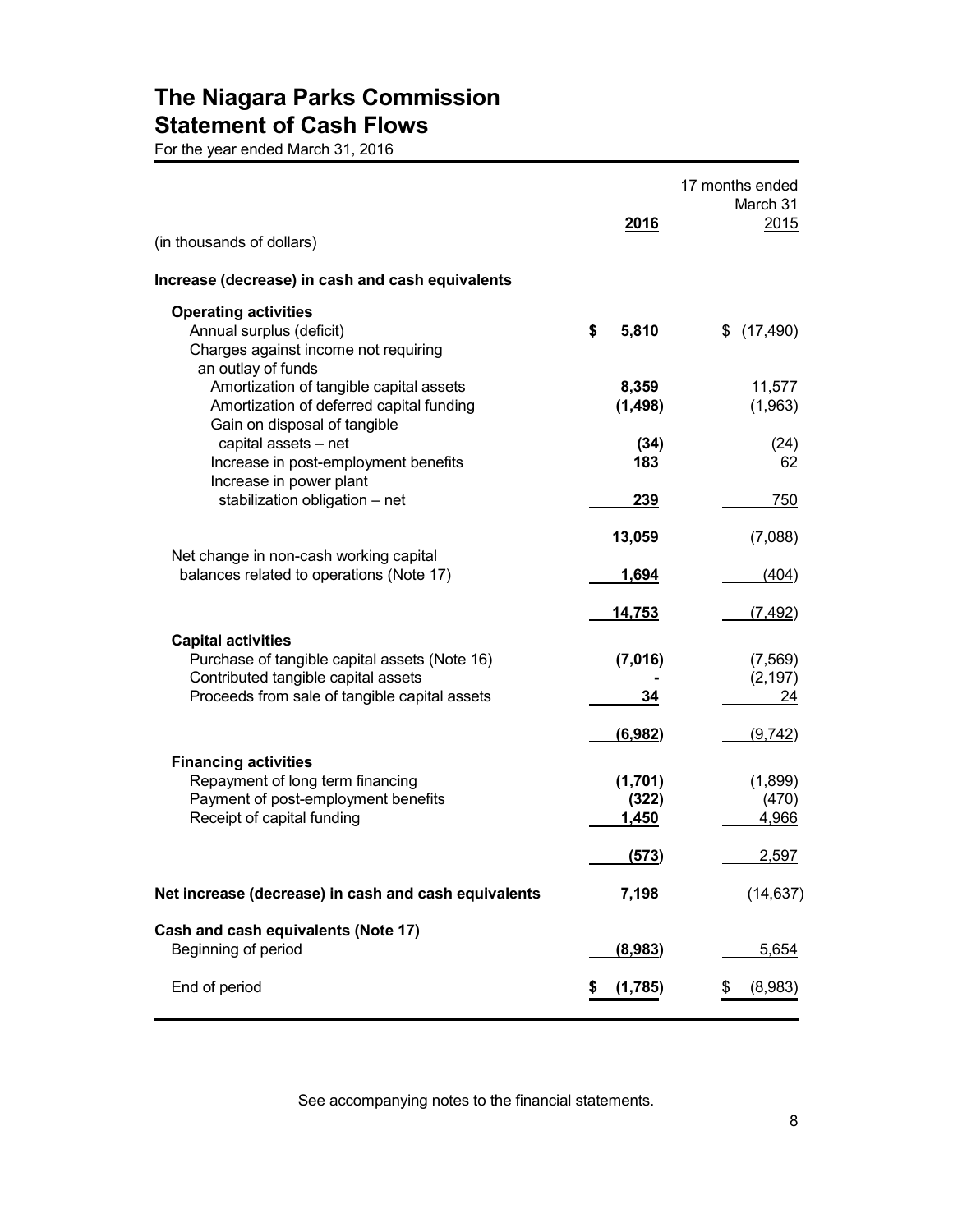# The Niagara Parks Commission
## Statement of Cash Flows

For the year ended March 31, 2016

| (in thousands of dollars) | 2016 | 17 months ended March 31 2015 |
|---|---|---|
| **Increase (decrease) in cash and cash equivalents** | | |
| **Operating activities** | | |
| Annual surplus (deficit) | **$ 5,810** | $ (17,490) |
| Charges against income not requiring an outlay of funds | | |
| Amortization of tangible capital assets | **8,359** | 11,577 |
| Amortization of deferred capital funding | **(1,498)** | (1,963) |
| Gain on disposal of tangible capital assets – net | **(34)** | (24) |
| Increase in post-employment benefits | **183** | 62 |
| Increase in power plant stabilization obligation – net | **239** | 750 |
| | **13,059** | (7,088) |
| Net change in non-cash working capital balances related to operations (Note 17) | **1,694** | (404) |
| | **14,753** | (7,492) |
| **Capital activities** | | |
| Purchase of tangible capital assets (Note 16) | **(7,016)** | (7,569) |
| Contributed tangible capital assets | **-** | (2,197) |
| Proceeds from sale of tangible capital assets | **34** | 24 |
| | **(6,982)** | (9,742) |
| **Financing activities** | | |
| Repayment of long term financing | **(1,701)** | (1,899) |
| Payment of post-employment benefits | **(322)** | (470) |
| Receipt of capital funding | **1,450** | 4,966 |
| | **(573)** | 2,597 |
| **Net increase (decrease) in cash and cash equivalents** | **7,198** | (14,637) |
| **Cash and cash equivalents (Note 17)** | | |
| Beginning of period | **(8,983)** | 5,654 |
| End of period | **$ (1,785)** | $ (8,983) |

See accompanying notes to the financial statements.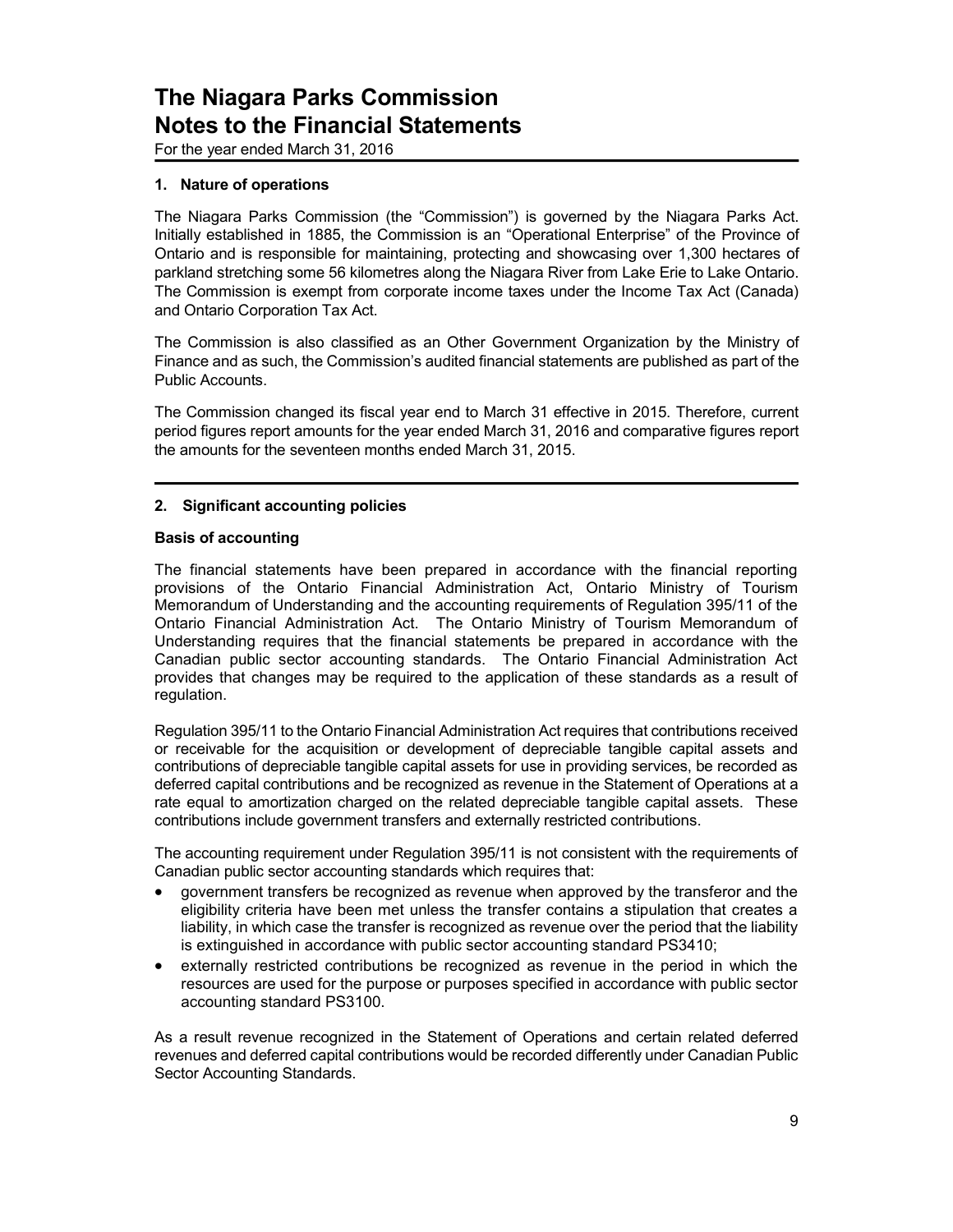# The Niagara Parks Commission
# Notes to the Financial Statements

For the year ended March 31, 2016

### 1. Nature of operations

The Niagara Parks Commission (the "Commission") is governed by the Niagara Parks Act. Initially established in 1885, the Commission is an "Operational Enterprise" of the Province of Ontario and is responsible for maintaining, protecting and showcasing over 1,300 hectares of parkland stretching some 56 kilometres along the Niagara River from Lake Erie to Lake Ontario. The Commission is exempt from corporate income taxes under the Income Tax Act (Canada) and Ontario Corporation Tax Act.

The Commission is also classified as an Other Government Organization by the Ministry of Finance and as such, the Commission's audited financial statements are published as part of the Public Accounts.

The Commission changed its fiscal year end to March 31 effective in 2015. Therefore, current period figures report amounts for the year ended March 31, 2016 and comparative figures report the amounts for the seventeen months ended March 31, 2015.

### 2. Significant accounting policies

#### Basis of accounting

The financial statements have been prepared in accordance with the financial reporting provisions of the Ontario Financial Administration Act, Ontario Ministry of Tourism Memorandum of Understanding and the accounting requirements of Regulation 395/11 of the Ontario Financial Administration Act. The Ontario Ministry of Tourism Memorandum of Understanding requires that the financial statements be prepared in accordance with the Canadian public sector accounting standards. The Ontario Financial Administration Act provides that changes may be required to the application of these standards as a result of regulation.

Regulation 395/11 to the Ontario Financial Administration Act requires that contributions received or receivable for the acquisition or development of depreciable tangible capital assets and contributions of depreciable tangible capital assets for use in providing services, be recorded as deferred capital contributions and be recognized as revenue in the Statement of Operations at a rate equal to amortization charged on the related depreciable tangible capital assets. These contributions include government transfers and externally restricted contributions.

The accounting requirement under Regulation 395/11 is not consistent with the requirements of Canadian public sector accounting standards which requires that:

- government transfers be recognized as revenue when approved by the transferor and the eligibility criteria have been met unless the transfer contains a stipulation that creates a liability, in which case the transfer is recognized as revenue over the period that the liability is extinguished in accordance with public sector accounting standard PS3410;
- externally restricted contributions be recognized as revenue in the period in which the resources are used for the purpose or purposes specified in accordance with public sector accounting standard PS3100.

As a result revenue recognized in the Statement of Operations and certain related deferred revenues and deferred capital contributions would be recorded differently under Canadian Public Sector Accounting Standards.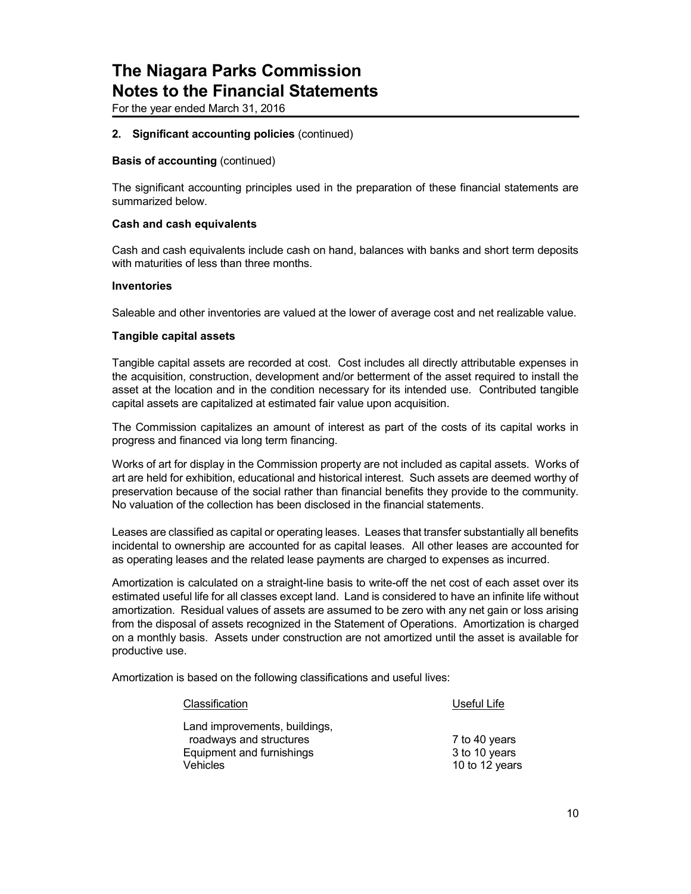## 2. Significant accounting policies (continued)

**Basis of accounting** (continued)

The significant accounting principles used in the preparation of these financial statements are summarized below.

**Cash and cash equivalents**

Cash and cash equivalents include cash on hand, balances with banks and short term deposits with maturities of less than three months.

**Inventories**

Saleable and other inventories are valued at the lower of average cost and net realizable value.

**Tangible capital assets**

Tangible capital assets are recorded at cost. Cost includes all directly attributable expenses in the acquisition, construction, development and/or betterment of the asset required to install the asset at the location and in the condition necessary for its intended use. Contributed tangible capital assets are capitalized at estimated fair value upon acquisition.

The Commission capitalizes an amount of interest as part of the costs of its capital works in progress and financed via long term financing.

Works of art for display in the Commission property are not included as capital assets. Works of art are held for exhibition, educational and historical interest. Such assets are deemed worthy of preservation because of the social rather than financial benefits they provide to the community. No valuation of the collection has been disclosed in the financial statements.

Leases are classified as capital or operating leases. Leases that transfer substantially all benefits incidental to ownership are accounted for as capital leases. All other leases are accounted for as operating leases and the related lease payments are charged to expenses as incurred.

Amortization is calculated on a straight-line basis to write-off the net cost of each asset over its estimated useful life for all classes except land. Land is considered to have an infinite life without amortization. Residual values of assets are assumed to be zero with any net gain or loss arising from the disposal of assets recognized in the Statement of Operations. Amortization is charged on a monthly basis. Assets under construction are not amortized until the asset is available for productive use.

Amortization is based on the following classifications and useful lives:

| Classification | Useful Life |
|---|---|
| Land improvements, buildings, roadways and structures | 7 to 40 years |
| Equipment and furnishings | 3 to 10 years |
| Vehicles | 10 to 12 years |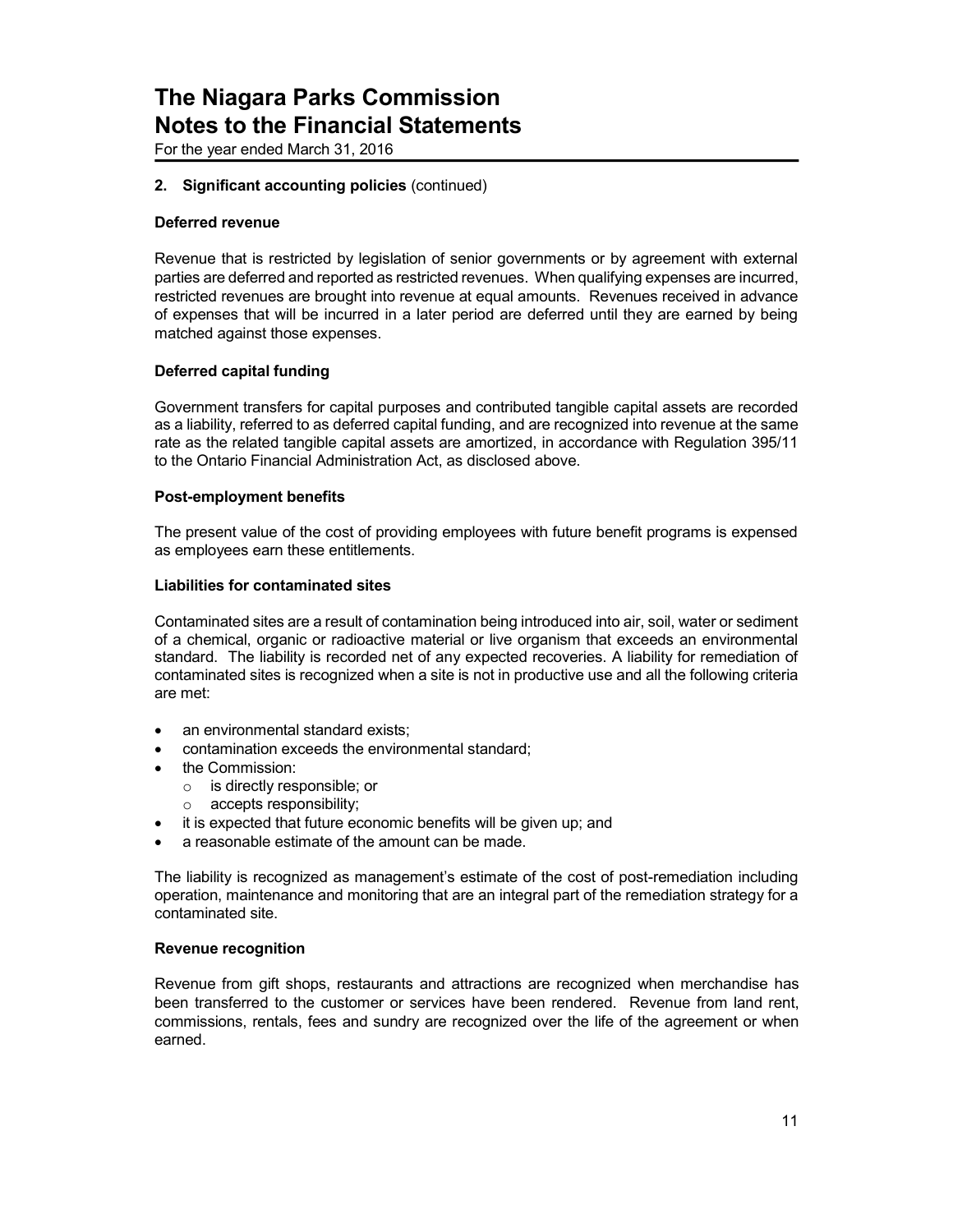# The Niagara Parks Commission
# Notes to the Financial Statements

For the year ended March 31, 2016

**2. Significant accounting policies** (continued)

**Deferred revenue**

Revenue that is restricted by legislation of senior governments or by agreement with external parties are deferred and reported as restricted revenues. When qualifying expenses are incurred, restricted revenues are brought into revenue at equal amounts. Revenues received in advance of expenses that will be incurred in a later period are deferred until they are earned by being matched against those expenses.

**Deferred capital funding**

Government transfers for capital purposes and contributed tangible capital assets are recorded as a liability, referred to as deferred capital funding, and are recognized into revenue at the same rate as the related tangible capital assets are amortized, in accordance with Regulation 395/11 to the Ontario Financial Administration Act, as disclosed above.

**Post-employment benefits**

The present value of the cost of providing employees with future benefit programs is expensed as employees earn these entitlements.

**Liabilities for contaminated sites**

Contaminated sites are a result of contamination being introduced into air, soil, water or sediment of a chemical, organic or radioactive material or live organism that exceeds an environmental standard. The liability is recorded net of any expected recoveries. A liability for remediation of contaminated sites is recognized when a site is not in productive use and all the following criteria are met:

- an environmental standard exists;
- contamination exceeds the environmental standard;
- the Commission:
  - is directly responsible; or
  - accepts responsibility;
- it is expected that future economic benefits will be given up; and
- a reasonable estimate of the amount can be made.

The liability is recognized as management's estimate of the cost of post-remediation including operation, maintenance and monitoring that are an integral part of the remediation strategy for a contaminated site.

**Revenue recognition**

Revenue from gift shops, restaurants and attractions are recognized when merchandise has been transferred to the customer or services have been rendered. Revenue from land rent, commissions, rentals, fees and sundry are recognized over the life of the agreement or when earned.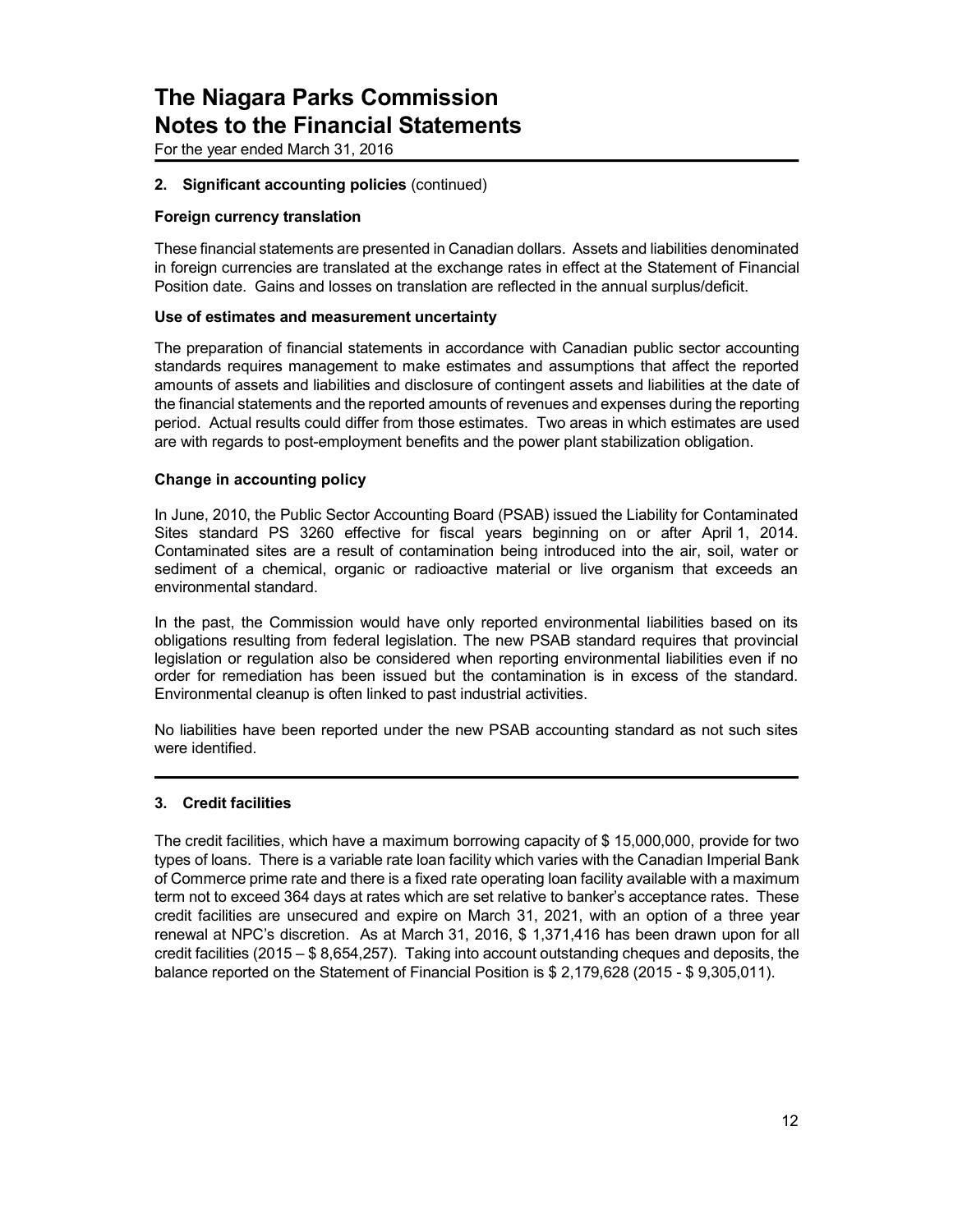# The Niagara Parks Commission
# Notes to the Financial Statements

For the year ended March 31, 2016

## 2. Significant accounting policies (continued)

### Foreign currency translation

These financial statements are presented in Canadian dollars. Assets and liabilities denominated in foreign currencies are translated at the exchange rates in effect at the Statement of Financial Position date. Gains and losses on translation are reflected in the annual surplus/deficit.

### Use of estimates and measurement uncertainty

The preparation of financial statements in accordance with Canadian public sector accounting standards requires management to make estimates and assumptions that affect the reported amounts of assets and liabilities and disclosure of contingent assets and liabilities at the date of the financial statements and the reported amounts of revenues and expenses during the reporting period. Actual results could differ from those estimates. Two areas in which estimates are used are with regards to post-employment benefits and the power plant stabilization obligation.

### Change in accounting policy

In June, 2010, the Public Sector Accounting Board (PSAB) issued the Liability for Contaminated Sites standard PS 3260 effective for fiscal years beginning on or after April 1, 2014. Contaminated sites are a result of contamination being introduced into the air, soil, water or sediment of a chemical, organic or radioactive material or live organism that exceeds an environmental standard.

In the past, the Commission would have only reported environmental liabilities based on its obligations resulting from federal legislation. The new PSAB standard requires that provincial legislation or regulation also be considered when reporting environmental liabilities even if no order for remediation has been issued but the contamination is in excess of the standard. Environmental cleanup is often linked to past industrial activities.

No liabilities have been reported under the new PSAB accounting standard as not such sites were identified.

## 3. Credit facilities

The credit facilities, which have a maximum borrowing capacity of $ 15,000,000, provide for two types of loans. There is a variable rate loan facility which varies with the Canadian Imperial Bank of Commerce prime rate and there is a fixed rate operating loan facility available with a maximum term not to exceed 364 days at rates which are set relative to banker's acceptance rates. These credit facilities are unsecured and expire on March 31, 2021, with an option of a three year renewal at NPC's discretion. As at March 31, 2016, $ 1,371,416 has been drawn upon for all credit facilities (2015 – $ 8,654,257). Taking into account outstanding cheques and deposits, the balance reported on the Statement of Financial Position is $ 2,179,628 (2015 - $ 9,305,011).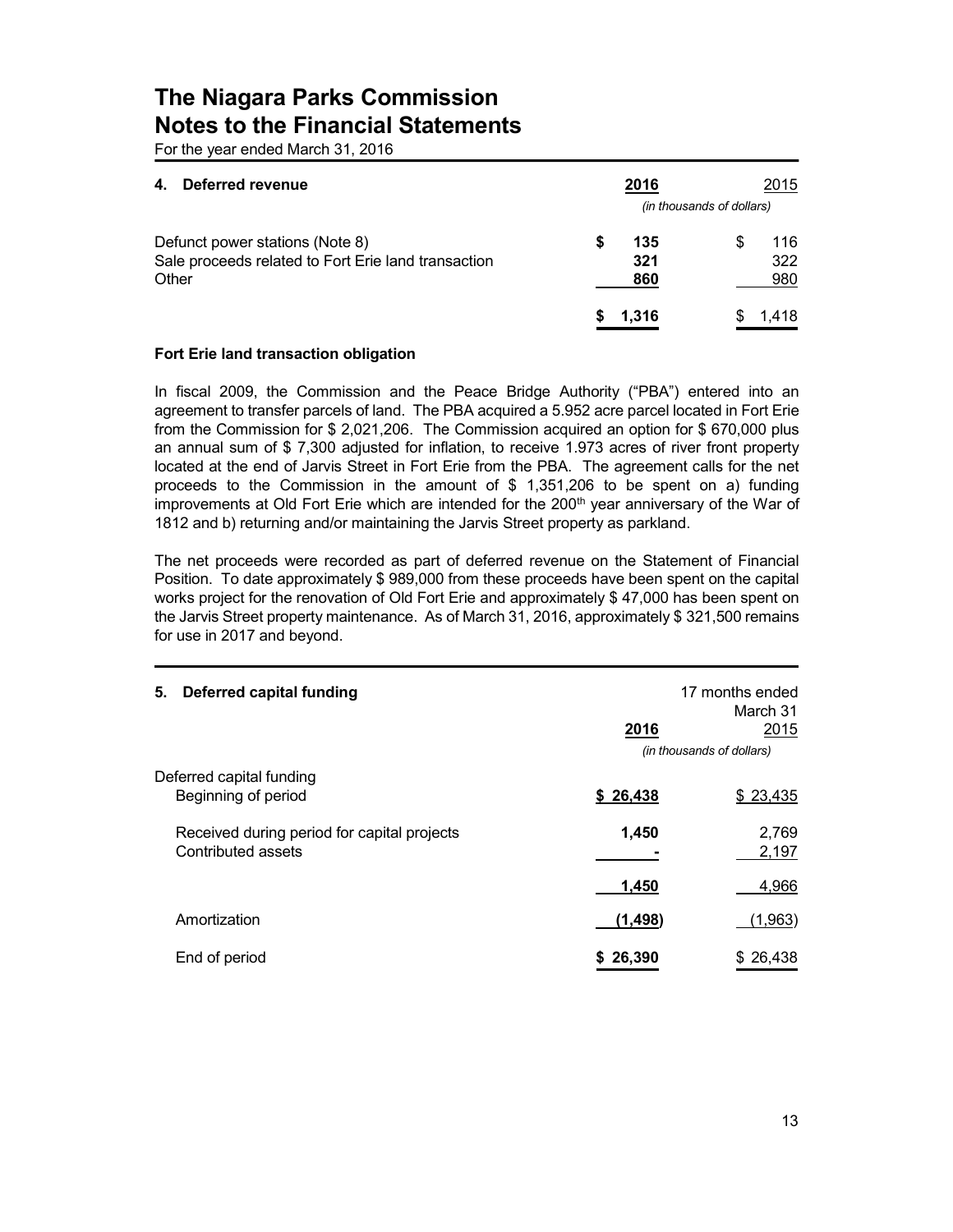# The Niagara Parks Commission
# Notes to the Financial Statements

For the year ended March 31, 2016

## 4. Deferred revenue

| | 2016 | 2015 |
|---|---|---|
| | *(in thousands of dollars)* | |
| Defunct power stations (Note 8) | $ 135 | $ 116 |
| Sale proceeds related to Fort Erie land transaction | 321 | 322 |
| Other | 860 | 980 |
| | $ 1,316 | $ 1,418 |

**Fort Erie land transaction obligation**

In fiscal 2009, the Commission and the Peace Bridge Authority ("PBA") entered into an agreement to transfer parcels of land. The PBA acquired a 5.952 acre parcel located in Fort Erie from the Commission for $ 2,021,206. The Commission acquired an option for $ 670,000 plus an annual sum of $ 7,300 adjusted for inflation, to receive 1.973 acres of river front property located at the end of Jarvis Street in Fort Erie from the PBA. The agreement calls for the net proceeds to the Commission in the amount of $ 1,351,206 to be spent on a) funding improvements at Old Fort Erie which are intended for the 200th year anniversary of the War of 1812 and b) returning and/or maintaining the Jarvis Street property as parkland.

The net proceeds were recorded as part of deferred revenue on the Statement of Financial Position. To date approximately $ 989,000 from these proceeds have been spent on the capital works project for the renovation of Old Fort Erie and approximately $ 47,000 has been spent on the Jarvis Street property maintenance. As of March 31, 2016, approximately $ 321,500 remains for use in 2017 and beyond.

## 5. Deferred capital funding

| | 2016 | 17 months ended March 31 2015 |
|---|---|---|
| | *(in thousands of dollars)* | |
| Deferred capital funding | | |
| Beginning of period | $ 26,438 | $ 23,435 |
| Received during period for capital projects | 1,450 | 2,769 |
| Contributed assets | - | 2,197 |
| | 1,450 | 4,966 |
| Amortization | (1,498) | (1,963) |
| End of period | $ 26,390 | $ 26,438 |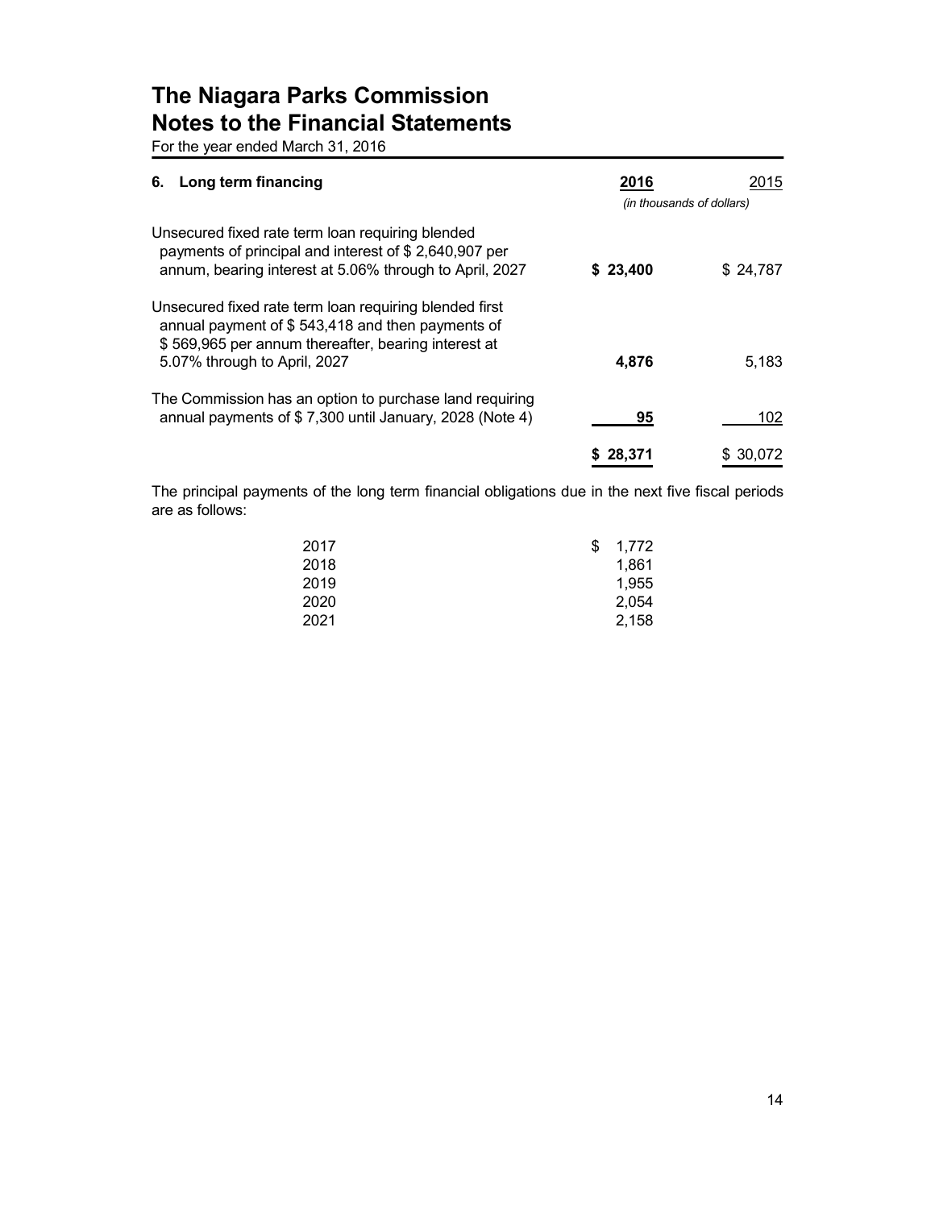# The Niagara Parks Commission
# Notes to the Financial Statements

For the year ended March 31, 2016

| 6. Long term financing | 2016 | 2015 |
|---|---|---|
| | *(in thousands of dollars)* | |
| Unsecured fixed rate term loan requiring blended payments of principal and interest of $ 2,640,907 per annum, bearing interest at 5.06% through to April, 2027 | **$ 23,400** | $ 24,787 |
| Unsecured fixed rate term loan requiring blended first annual payment of $ 543,418 and then payments of $ 569,965 per annum thereafter, bearing interest at 5.07% through to April, 2027 | **4,876** | 5,183 |
| The Commission has an option to purchase land requiring annual payments of $ 7,300 until January, 2028 (Note 4) | **95** | 102 |
| | **$ 28,371** | $ 30,072 |

The principal payments of the long term financial obligations due in the next five fiscal periods are as follows:

| | |
|---|---|
| 2017 | $ 1,772 |
| 2018 | 1,861 |
| 2019 | 1,955 |
| 2020 | 2,054 |
| 2021 | 2,158 |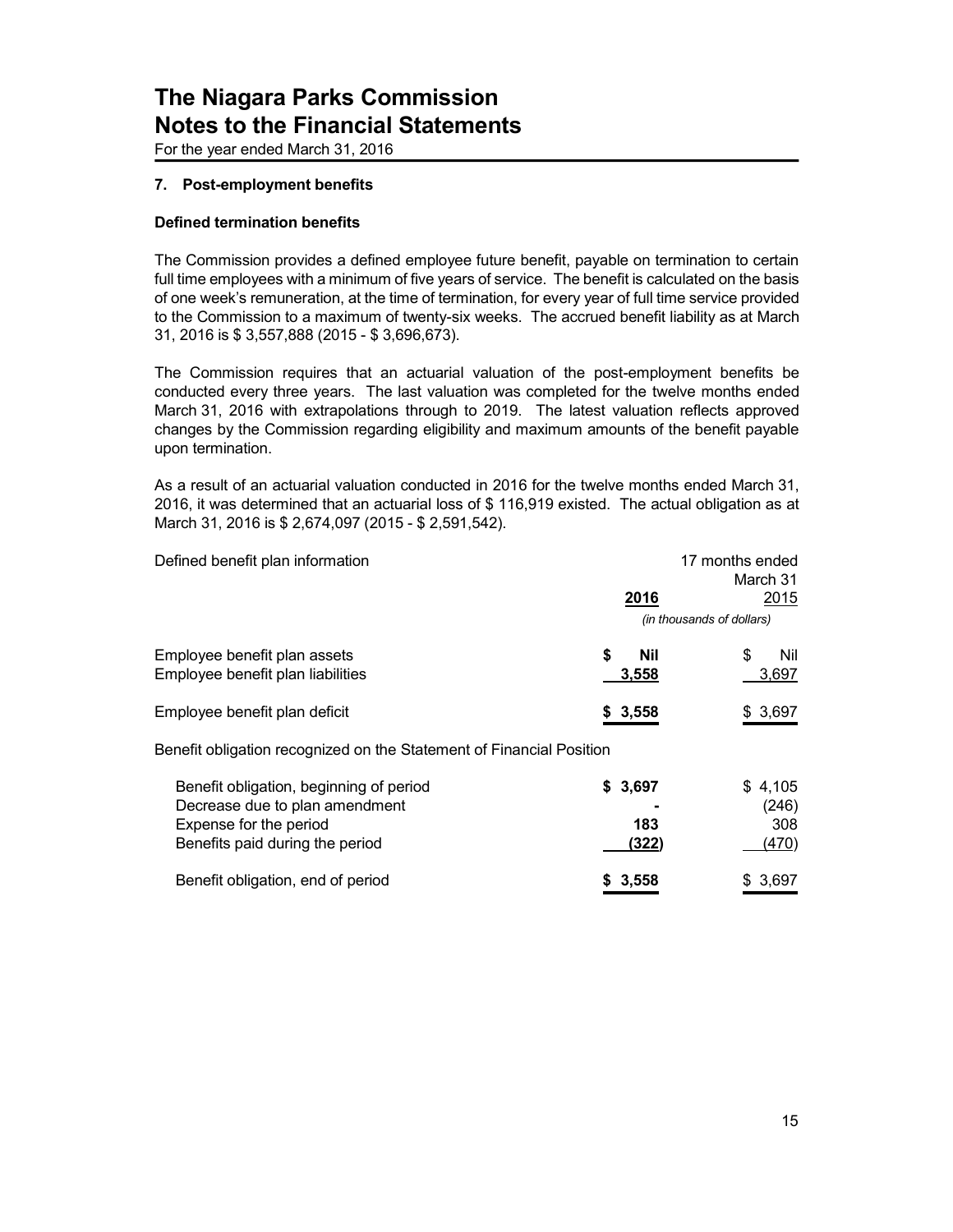# The Niagara Parks Commission
# Notes to the Financial Statements

For the year ended March 31, 2016

### 7. Post-employment benefits

**Defined termination benefits**

The Commission provides a defined employee future benefit, payable on termination to certain full time employees with a minimum of five years of service. The benefit is calculated on the basis of one week's remuneration, at the time of termination, for every year of full time service provided to the Commission to a maximum of twenty-six weeks. The accrued benefit liability as at March 31, 2016 is $ 3,557,888 (2015 - $ 3,696,673).

The Commission requires that an actuarial valuation of the post-employment benefits be conducted every three years. The last valuation was completed for the twelve months ended March 31, 2016 with extrapolations through to 2019. The latest valuation reflects approved changes by the Commission regarding eligibility and maximum amounts of the benefit payable upon termination.

As a result of an actuarial valuation conducted in 2016 for the twelve months ended March 31, 2016, it was determined that an actuarial loss of $ 116,919 existed. The actual obligation as at March 31, 2016 is $ 2,674,097 (2015 - $ 2,591,542).

| Defined benefit plan information | **2016** | 17 months ended March 31 2015 |
|---|---|---|
| | *(in thousands of dollars)* | |
| Employee benefit plan assets | **$ Nil** | $ Nil |
| Employee benefit plan liabilities | **3,558** | 3,697 |
| Employee benefit plan deficit | **$ 3,558** | $ 3,697 |
| Benefit obligation recognized on the Statement of Financial Position | | |
| Benefit obligation, beginning of period | **$ 3,697** | $ 4,105 |
| Decrease due to plan amendment | **-** | (246) |
| Expense for the period | **183** | 308 |
| Benefits paid during the period | **(322)** | (470) |
| Benefit obligation, end of period | **$ 3,558** | $ 3,697 |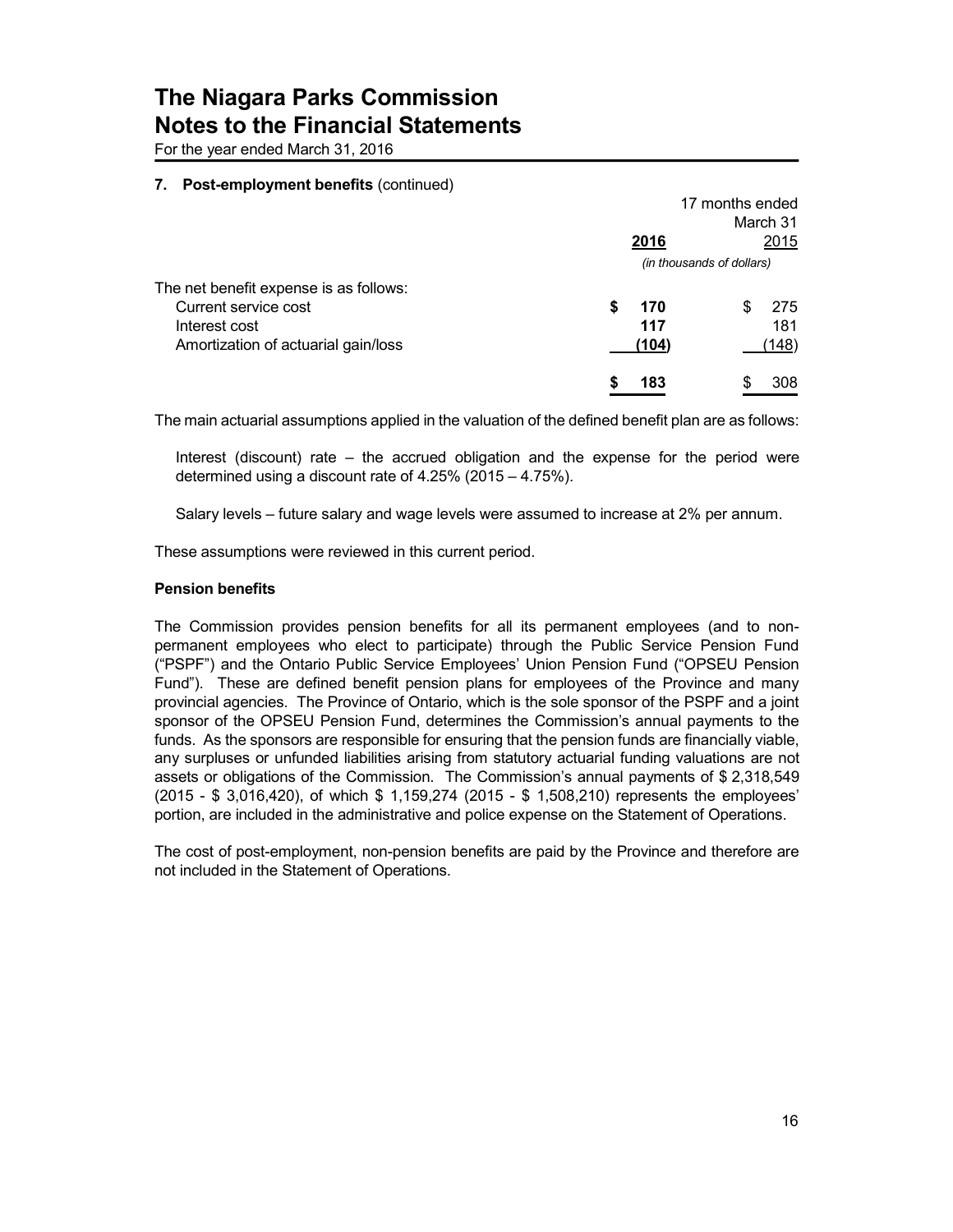## 7. Post-employment benefits (continued)

| | 2016 | 17 months ended March 31 2015 |
|---|---|---|
| | *(in thousands of dollars)* | |
| The net benefit expense is as follows: | | |
| Current service cost | **$ 170** | $ 275 |
| Interest cost | **117** | 181 |
| Amortization of actuarial gain/loss | **(104)** | (148) |
| | **$ 183** | $ 308 |

The main actuarial assumptions applied in the valuation of the defined benefit plan are as follows:

Interest (discount) rate – the accrued obligation and the expense for the period were determined using a discount rate of 4.25% (2015 – 4.75%).

Salary levels – future salary and wage levels were assumed to increase at 2% per annum.

These assumptions were reviewed in this current period.

**Pension benefits**

The Commission provides pension benefits for all its permanent employees (and to non-permanent employees who elect to participate) through the Public Service Pension Fund ("PSPF") and the Ontario Public Service Employees' Union Pension Fund ("OPSEU Pension Fund"). These are defined benefit pension plans for employees of the Province and many provincial agencies. The Province of Ontario, which is the sole sponsor of the PSPF and a joint sponsor of the OPSEU Pension Fund, determines the Commission's annual payments to the funds. As the sponsors are responsible for ensuring that the pension funds are financially viable, any surpluses or unfunded liabilities arising from statutory actuarial funding valuations are not assets or obligations of the Commission. The Commission's annual payments of $ 2,318,549 (2015 - $ 3,016,420), of which $ 1,159,274 (2015 - $ 1,508,210) represents the employees' portion, are included in the administrative and police expense on the Statement of Operations.

The cost of post-employment, non-pension benefits are paid by the Province and therefore are not included in the Statement of Operations.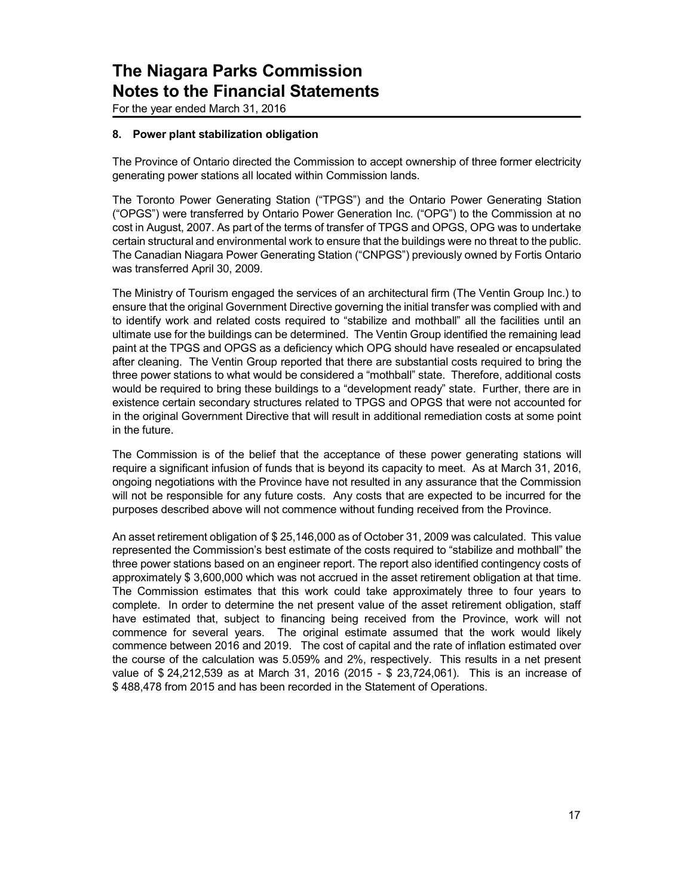# The Niagara Parks Commission
# Notes to the Financial Statements

For the year ended March 31, 2016

### 8. Power plant stabilization obligation

The Province of Ontario directed the Commission to accept ownership of three former electricity generating power stations all located within Commission lands.

The Toronto Power Generating Station ("TPGS") and the Ontario Power Generating Station ("OPGS") were transferred by Ontario Power Generation Inc. ("OPG") to the Commission at no cost in August, 2007. As part of the terms of transfer of TPGS and OPGS, OPG was to undertake certain structural and environmental work to ensure that the buildings were no threat to the public. The Canadian Niagara Power Generating Station ("CNPGS") previously owned by Fortis Ontario was transferred April 30, 2009.

The Ministry of Tourism engaged the services of an architectural firm (The Ventin Group Inc.) to ensure that the original Government Directive governing the initial transfer was complied with and to identify work and related costs required to "stabilize and mothball" all the facilities until an ultimate use for the buildings can be determined. The Ventin Group identified the remaining lead paint at the TPGS and OPGS as a deficiency which OPG should have resealed or encapsulated after cleaning. The Ventin Group reported that there are substantial costs required to bring the three power stations to what would be considered a "mothball" state. Therefore, additional costs would be required to bring these buildings to a "development ready" state. Further, there are in existence certain secondary structures related to TPGS and OPGS that were not accounted for in the original Government Directive that will result in additional remediation costs at some point in the future.

The Commission is of the belief that the acceptance of these power generating stations will require a significant infusion of funds that is beyond its capacity to meet. As at March 31, 2016, ongoing negotiations with the Province have not resulted in any assurance that the Commission will not be responsible for any future costs. Any costs that are expected to be incurred for the purposes described above will not commence without funding received from the Province.

An asset retirement obligation of $ 25,146,000 as of October 31, 2009 was calculated. This value represented the Commission's best estimate of the costs required to "stabilize and mothball" the three power stations based on an engineer report. The report also identified contingency costs of approximately $ 3,600,000 which was not accrued in the asset retirement obligation at that time. The Commission estimates that this work could take approximately three to four years to complete. In order to determine the net present value of the asset retirement obligation, staff have estimated that, subject to financing being received from the Province, work will not commence for several years. The original estimate assumed that the work would likely commence between 2016 and 2019. The cost of capital and the rate of inflation estimated over the course of the calculation was 5.059% and 2%, respectively. This results in a net present value of $ 24,212,539 as at March 31, 2016 (2015 - $ 23,724,061). This is an increase of $ 488,478 from 2015 and has been recorded in the Statement of Operations.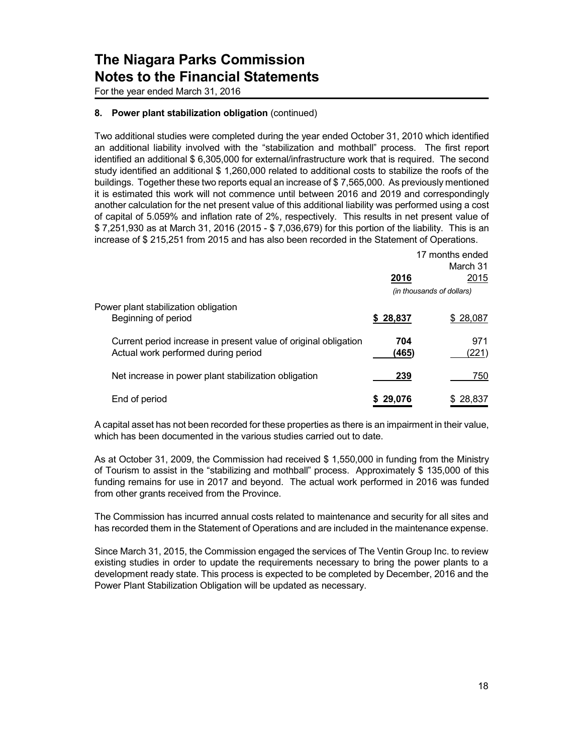# The Niagara Parks Commission
# Notes to the Financial Statements

For the year ended March 31, 2016

### 8. Power plant stabilization obligation (continued)

Two additional studies were completed during the year ended October 31, 2010 which identified an additional liability involved with the "stabilization and mothball" process. The first report identified an additional $ 6,305,000 for external/infrastructure work that is required. The second study identified an additional $ 1,260,000 related to additional costs to stabilize the roofs of the buildings. Together these two reports equal an increase of $ 7,565,000. As previously mentioned it is estimated this work will not commence until between 2016 and 2019 and correspondingly another calculation for the net present value of this additional liability was performed using a cost of capital of 5.059% and inflation rate of 2%, respectively. This results in net present value of $ 7,251,930 as at March 31, 2016 (2015 - $ 7,036,679) for this portion of the liability. This is an increase of $ 215,251 from 2015 and has also been recorded in the Statement of Operations.

| | 2016 | 17 months ended March 31 2015 |
|---|---|---|
| | *(in thousands of dollars)* | |
| Power plant stabilization obligation | | |
| Beginning of period | **$ 28,837** | $ 28,087 |
| Current period increase in present value of original obligation | **704** | 971 |
| Actual work performed during period | **(465)** | (221) |
| Net increase in power plant stabilization obligation | **239** | 750 |
| End of period | **$ 29,076** | $ 28,837 |

A capital asset has not been recorded for these properties as there is an impairment in their value, which has been documented in the various studies carried out to date.

As at October 31, 2009, the Commission had received $ 1,550,000 in funding from the Ministry of Tourism to assist in the "stabilizing and mothball" process. Approximately $ 135,000 of this funding remains for use in 2017 and beyond. The actual work performed in 2016 was funded from other grants received from the Province.

The Commission has incurred annual costs related to maintenance and security for all sites and has recorded them in the Statement of Operations and are included in the maintenance expense.

Since March 31, 2015, the Commission engaged the services of The Ventin Group Inc. to review existing studies in order to update the requirements necessary to bring the power plants to a development ready state. This process is expected to be completed by December, 2016 and the Power Plant Stabilization Obligation will be updated as necessary.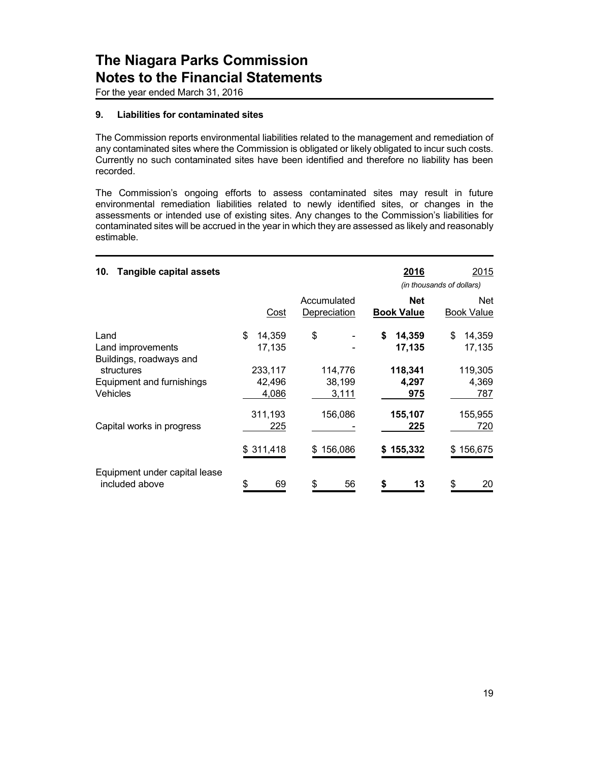# The Niagara Parks Commission
# Notes to the Financial Statements

For the year ended March 31, 2016

### 9. Liabilities for contaminated sites

The Commission reports environmental liabilities related to the management and remediation of any contaminated sites where the Commission is obligated or likely obligated to incur such costs. Currently no such contaminated sites have been identified and therefore no liability has been recorded.

The Commission's ongoing efforts to assess contaminated sites may result in future environmental remediation liabilities related to newly identified sites, or changes in the assessments or intended use of existing sites. Any changes to the Commission's liabilities for contaminated sites will be accrued in the year in which they are assessed as likely and reasonably estimable.

### 10. Tangible capital assets

| | | | **2016** | 2015 |
|---|---|---|---|---|
| | | | *(in thousands of dollars)* | |
| | Cost | Accumulated Depreciation | **Net Book Value** | Net Book Value |
| Land | $ 14,359 | $ - | **$ 14,359** | $ 14,359 |
| Land improvements | 17,135 | - | **17,135** | 17,135 |
| Buildings, roadways and structures | 233,117 | 114,776 | **118,341** | 119,305 |
| Equipment and furnishings | 42,496 | 38,199 | **4,297** | 4,369 |
| Vehicles | 4,086 | 3,111 | **975** | 787 |
| | 311,193 | 156,086 | **155,107** | 155,955 |
| Capital works in progress | 225 | - | **225** | 720 |
| | $ 311,418 | $ 156,086 | **$ 155,332** | $ 156,675 |
| Equipment under capital lease included above | $ 69 | $ 56 | **$ 13** | $ 20 |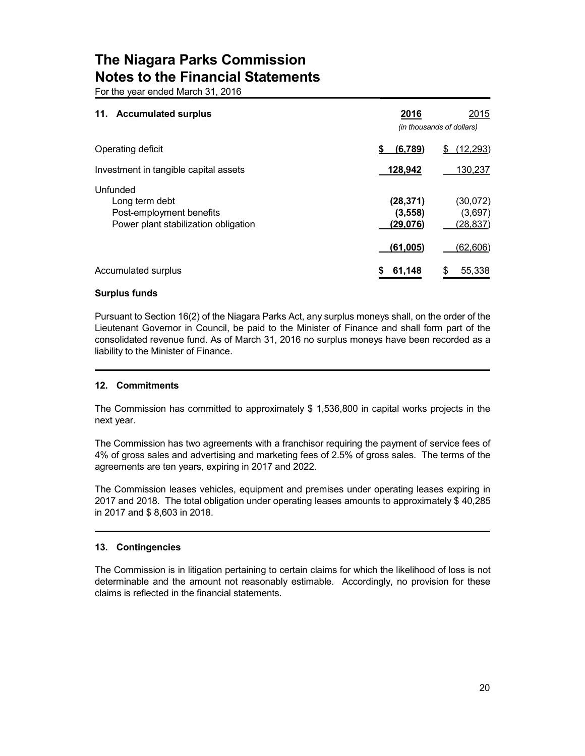# The Niagara Parks Commission
# Notes to the Financial Statements

For the year ended March 31, 2016

## 11. Accumulated surplus

| | **2016** | 2015 |
|---|---|---|
| | *(in thousands of dollars)* | |
| Operating deficit | **$ (6,789)** | $ (12,293) |
| Investment in tangible capital assets | **128,942** | 130,237 |
| Unfunded | | |
| Long term debt | **(28,371)** | (30,072) |
| Post-employment benefits | **(3,558)** | (3,697) |
| Power plant stabilization obligation | **(29,076)** | (28,837) |
| | **(61,005)** | (62,606) |
| Accumulated surplus | **$ 61,148** | $ 55,338 |

### Surplus funds

Pursuant to Section 16(2) of the Niagara Parks Act, any surplus moneys shall, on the order of the Lieutenant Governor in Council, be paid to the Minister of Finance and shall form part of the consolidated revenue fund. As of March 31, 2016 no surplus moneys have been recorded as a liability to the Minister of Finance.

## 12. Commitments

The Commission has committed to approximately $ 1,536,800 in capital works projects in the next year.

The Commission has two agreements with a franchisor requiring the payment of service fees of 4% of gross sales and advertising and marketing fees of 2.5% of gross sales. The terms of the agreements are ten years, expiring in 2017 and 2022.

The Commission leases vehicles, equipment and premises under operating leases expiring in 2017 and 2018. The total obligation under operating leases amounts to approximately $ 40,285 in 2017 and $ 8,603 in 2018.

## 13. Contingencies

The Commission is in litigation pertaining to certain claims for which the likelihood of loss is not determinable and the amount not reasonably estimable. Accordingly, no provision for these claims is reflected in the financial statements.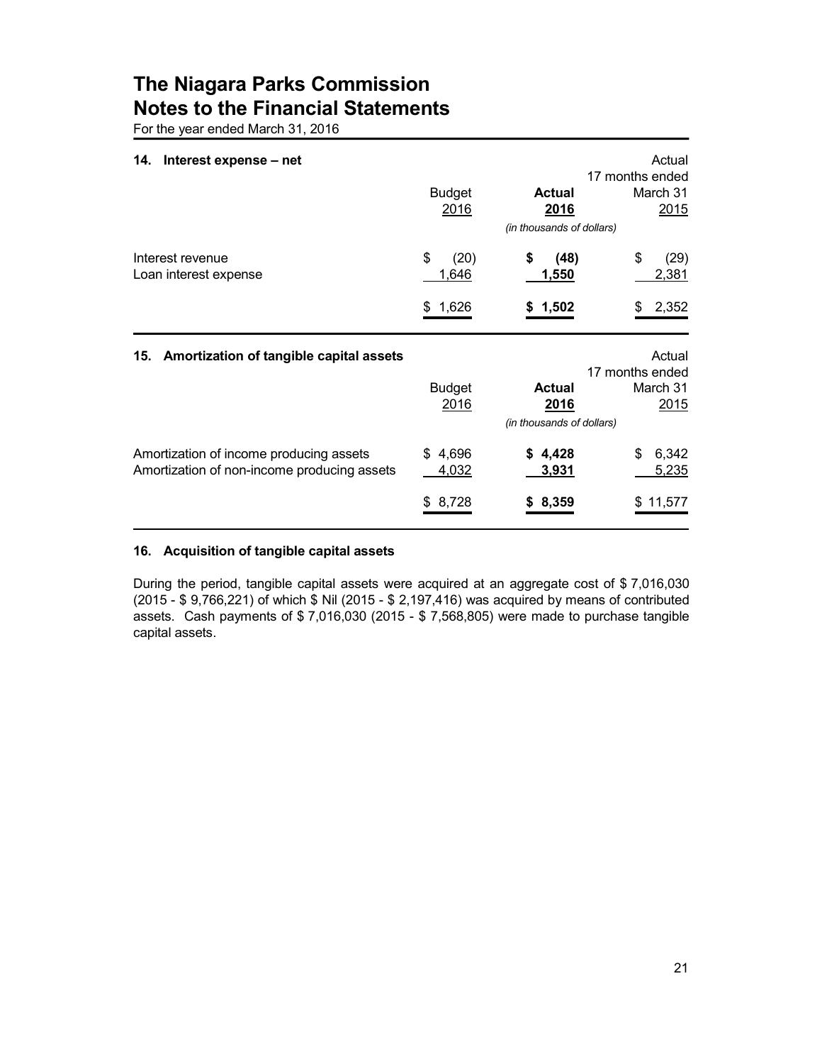# The Niagara Parks Commission
# Notes to the Financial Statements

For the year ended March 31, 2016

## 14. Interest expense – net

| | Budget 2016 | **Actual 2016** | Actual 17 months ended March 31 2015 |
|---|---|---|---|
| | *(in thousands of dollars)* | | |
| Interest revenue | $ (20) | **$ (48)** | $ (29) |
| Loan interest expense | 1,646 | **1,550** | 2,381 |
| | $ 1,626 | **$ 1,502** | $ 2,352 |

## 15. Amortization of tangible capital assets

| | Budget 2016 | **Actual 2016** | Actual 17 months ended March 31 2015 |
|---|---|---|---|
| | *(in thousands of dollars)* | | |
| Amortization of income producing assets | $ 4,696 | **$ 4,428** | $ 6,342 |
| Amortization of non-income producing assets | 4,032 | **3,931** | 5,235 |
| | $ 8,728 | **$ 8,359** | $ 11,577 |

## 16. Acquisition of tangible capital assets

During the period, tangible capital assets were acquired at an aggregate cost of $ 7,016,030 (2015 - $ 9,766,221) of which $ Nil (2015 - $ 2,197,416) was acquired by means of contributed assets. Cash payments of $ 7,016,030 (2015 - $ 7,568,805) were made to purchase tangible capital assets.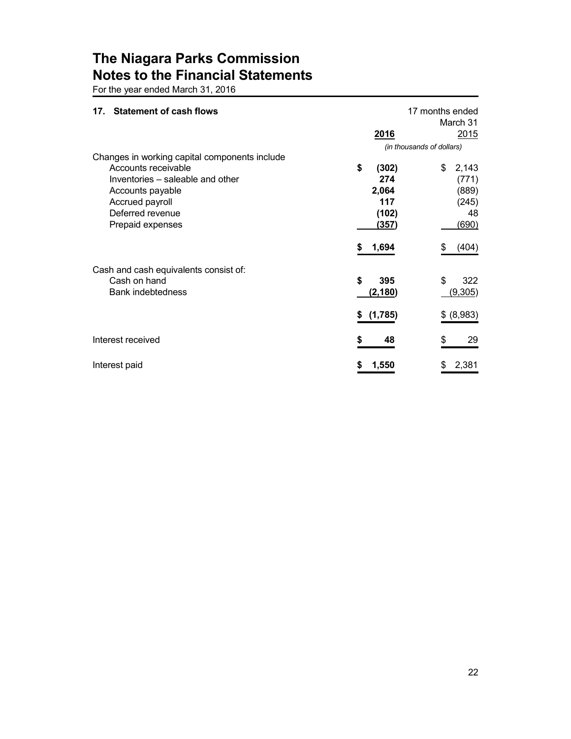# The Niagara Parks Commission
# Notes to the Financial Statements

For the year ended March 31, 2016

## 17. Statement of cash flows

| | 2016 | 17 months ended March 31 2015 |
|---|---|---|
| | *(in thousands of dollars)* | |
| Changes in working capital components include | | |
| Accounts receivable | **$ (302)** | $ 2,143 |
| Inventories – saleable and other | **274** | (771) |
| Accounts payable | **2,064** | (889) |
| Accrued payroll | **117** | (245) |
| Deferred revenue | **(102)** | 48 |
| Prepaid expenses | **(357)** | (690) |
| | **$ 1,694** | $ (404) |
| Cash and cash equivalents consist of: | | |
| Cash on hand | **$ 395** | $ 322 |
| Bank indebtedness | **(2,180)** | (9,305) |
| | **$ (1,785)** | $ (8,983) |
| Interest received | **$ 48** | $ 29 |
| Interest paid | **$ 1,550** | $ 2,381 |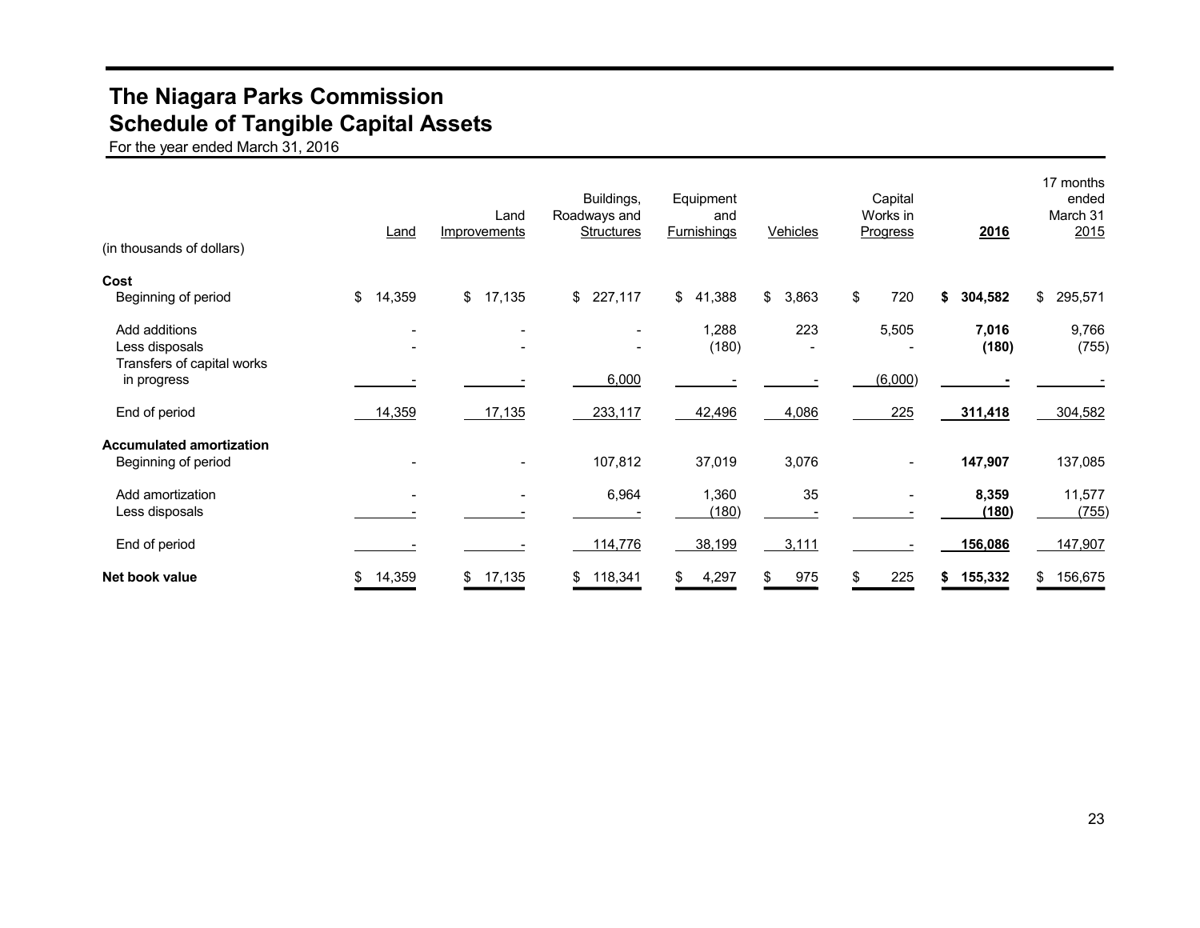# The Niagara Parks Commission
## Schedule of Tangible Capital Assets

For the year ended March 31, 2016

| (in thousands of dollars) | Land | Land Improvements | Buildings, Roadways and Structures | Equipment and Furnishings | Vehicles | Capital Works in Progress | **2016** | 17 months ended March 31 2015 |
|---|---|---|---|---|---|---|---|---|
| **Cost** | | | | | | | | |
| Beginning of period | $ 14,359 | $ 17,135 | $ 227,117 | $ 41,388 | $ 3,863 | $ 720 | **$ 304,582** | $ 295,571 |
| Add additions | - | - | - | 1,288 | 223 | 5,505 | **7,016** | 9,766 |
| Less disposals | - | - | - | (180) | - | - | **(180)** | (755) |
| Transfers of capital works in progress | - | - | 6,000 | - | - | (6,000) | **-** | - |
| End of period | 14,359 | 17,135 | 233,117 | 42,496 | 4,086 | 225 | **311,418** | 304,582 |
| **Accumulated amortization** | | | | | | | | |
| Beginning of period | - | - | 107,812 | 37,019 | 3,076 | - | **147,907** | 137,085 |
| Add amortization | - | - | 6,964 | 1,360 | 35 | - | **8,359** | 11,577 |
| Less disposals | - | - | - | (180) | - | - | **(180)** | (755) |
| End of period | - | - | 114,776 | 38,199 | 3,111 | - | **156,086** | 147,907 |
| **Net book value** | $ 14,359 | $ 17,135 | $ 118,341 | $ 4,297 | $ 975 | $ 225 | **$ 155,332** | $ 156,675 |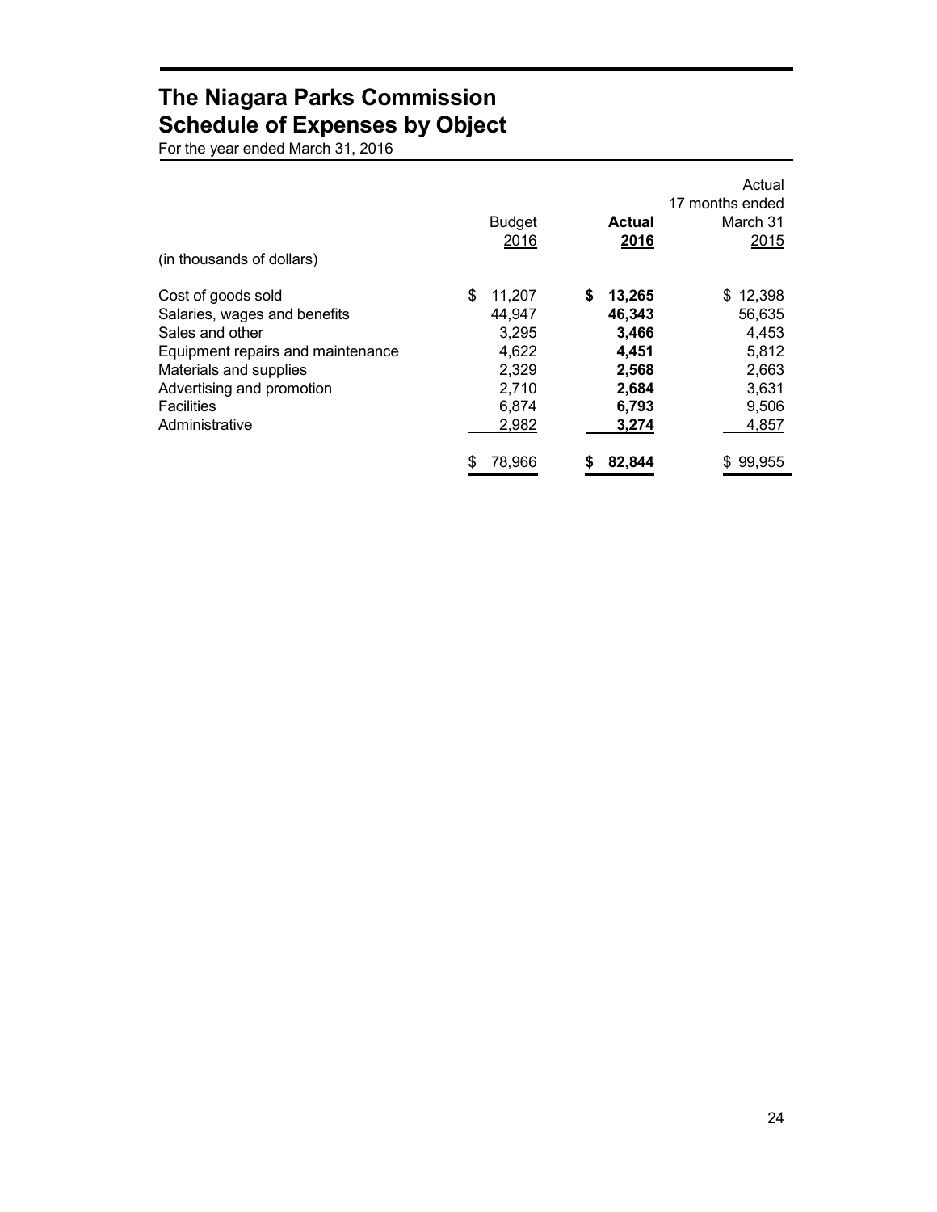# The Niagara Parks Commission
## Schedule of Expenses by Object

For the year ended March 31, 2016

| (in thousands of dollars) | Budget 2016 | **Actual 2016** | Actual 17 months ended March 31 2015 |
|---|---|---|---|
| Cost of goods sold | $ 11,207 | **$ 13,265** | $ 12,398 |
| Salaries, wages and benefits | 44,947 | **46,343** | 56,635 |
| Sales and other | 3,295 | **3,466** | 4,453 |
| Equipment repairs and maintenance | 4,622 | **4,451** | 5,812 |
| Materials and supplies | 2,329 | **2,568** | 2,663 |
| Advertising and promotion | 2,710 | **2,684** | 3,631 |
| Facilities | 6,874 | **6,793** | 9,506 |
| Administrative | 2,982 | **3,274** | 4,857 |
| | $ 78,966 | **$ 82,844** | $ 99,955 |